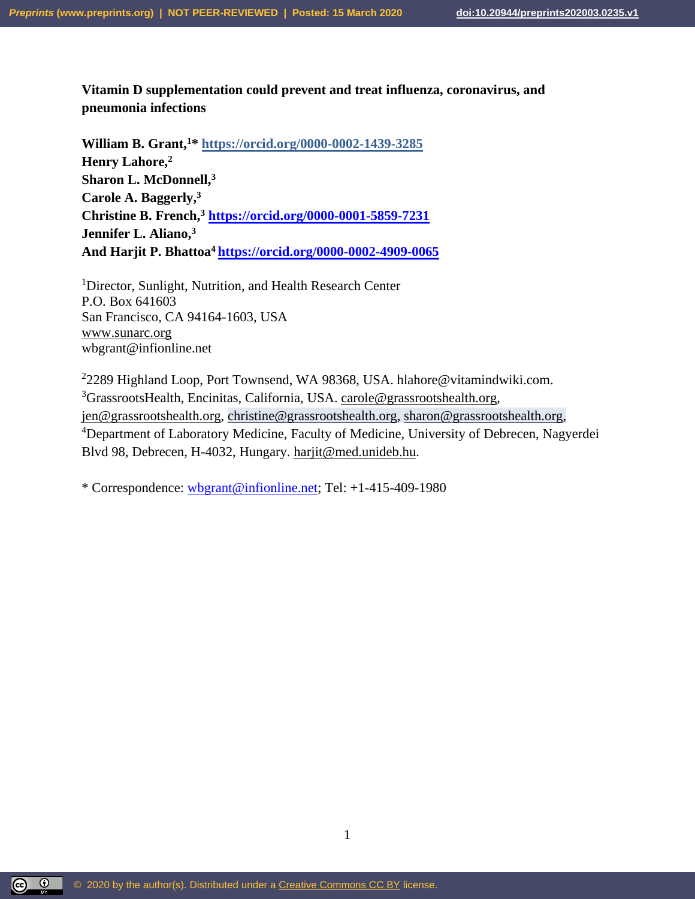**Vitamin D supplementation could prevent and treat influenza, coronavirus, and pneumonia infections**

**William B. Grant,[1]* https://orcid.org/0000-0002-1439-3285**
**Henry Lahore,[2]**
**Sharon L. McDonnell,[3]**
**Carole A. Baggerly,[3]**
**Christine B. French,[3] https://orcid.org/0000-0001-5859-7231**
**Jennifer L. Aliano,[3]**
**And Harjit P. Bhattoa[4] https://orcid.org/0000-0002-4909-0065**

[1]Director, Sunlight, Nutrition, and Health Research Center
P.O. Box 641603
San Francisco, CA 94164-1603, USA
www.sunarc.org
wbgrant@infionline.net

[2]2289 Highland Loop, Port Townsend, WA 98368, USA. hlahore@vitamindwiki.com.
[3]GrassrootsHealth, Encinitas, California, USA. carole@grassrootshealth.org, jen@grassrootshealth.org, christine@grassrootshealth.org, sharon@grassrootshealth.org,
[4]Department of Laboratory Medicine, Faculty of Medicine, University of Debrecen, Nagyerdei Blvd 98, Debrecen, H-4032, Hungary. harjit@med.unideb.hu.

* Correspondence: wbgrant@infionline.net; Tel: +1-415-409-1980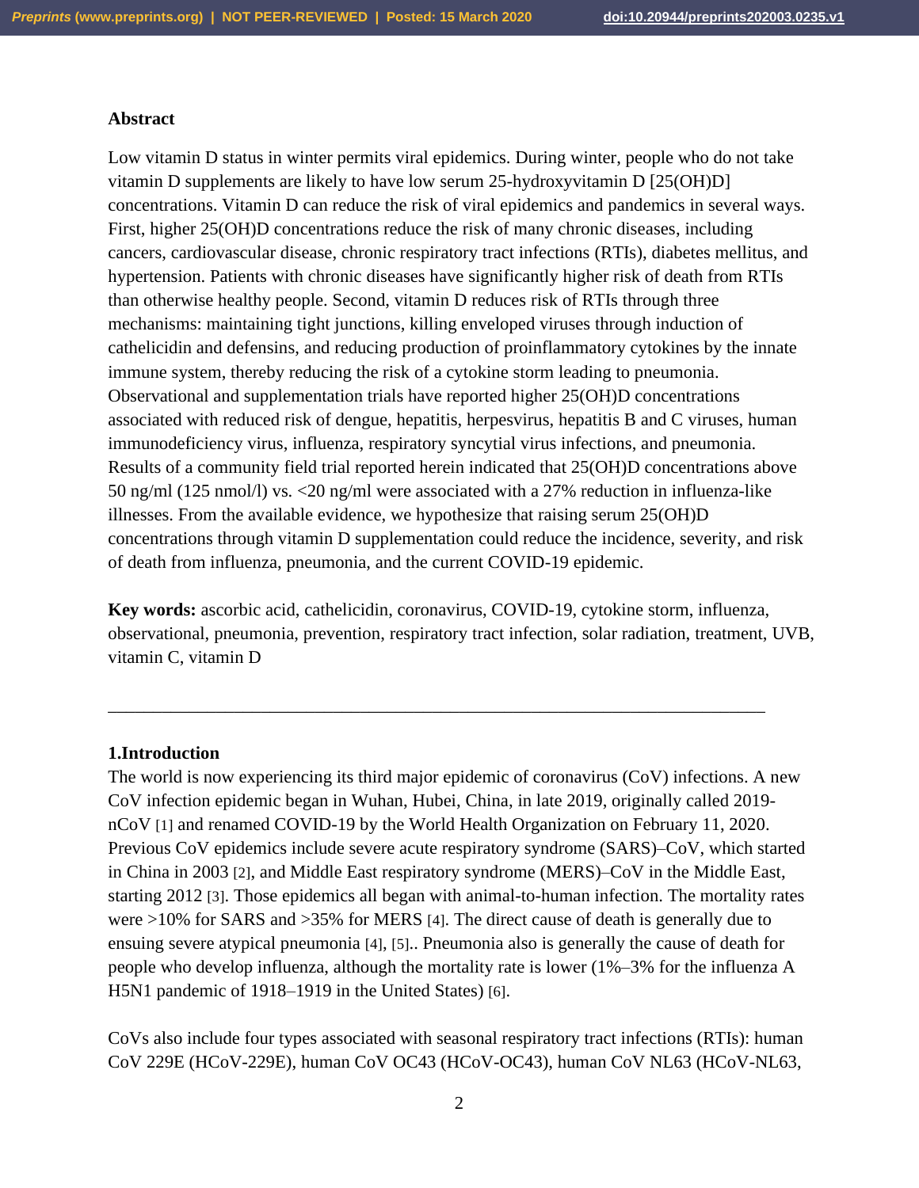## Abstract

Low vitamin D status in winter permits viral epidemics. During winter, people who do not take vitamin D supplements are likely to have low serum 25-hydroxyvitamin D [25(OH)D] concentrations. Vitamin D can reduce the risk of viral epidemics and pandemics in several ways. First, higher 25(OH)D concentrations reduce the risk of many chronic diseases, including cancers, cardiovascular disease, chronic respiratory tract infections (RTIs), diabetes mellitus, and hypertension. Patients with chronic diseases have significantly higher risk of death from RTIs than otherwise healthy people. Second, vitamin D reduces risk of RTIs through three mechanisms: maintaining tight junctions, killing enveloped viruses through induction of cathelicidin and defensins, and reducing production of proinflammatory cytokines by the innate immune system, thereby reducing the risk of a cytokine storm leading to pneumonia. Observational and supplementation trials have reported higher 25(OH)D concentrations associated with reduced risk of dengue, hepatitis, herpesvirus, hepatitis B and C viruses, human immunodeficiency virus, influenza, respiratory syncytial virus infections, and pneumonia. Results of a community field trial reported herein indicated that 25(OH)D concentrations above 50 ng/ml (125 nmol/l) vs. <20 ng/ml were associated with a 27% reduction in influenza-like illnesses. From the available evidence, we hypothesize that raising serum 25(OH)D concentrations through vitamin D supplementation could reduce the incidence, severity, and risk of death from influenza, pneumonia, and the current COVID-19 epidemic.

**Key words:** ascorbic acid, cathelicidin, coronavirus, COVID-19, cytokine storm, influenza, observational, pneumonia, prevention, respiratory tract infection, solar radiation, treatment, UVB, vitamin C, vitamin D

---

## 1.Introduction

The world is now experiencing its third major epidemic of coronavirus (CoV) infections. A new CoV infection epidemic began in Wuhan, Hubei, China, in late 2019, originally called 2019-nCoV [1] and renamed COVID-19 by the World Health Organization on February 11, 2020. Previous CoV epidemics include severe acute respiratory syndrome (SARS)–CoV, which started in China in 2003 [2], and Middle East respiratory syndrome (MERS)–CoV in the Middle East, starting 2012 [3]. Those epidemics all began with animal-to-human infection. The mortality rates were >10% for SARS and >35% for MERS [4]. The direct cause of death is generally due to ensuing severe atypical pneumonia [4], [5].. Pneumonia also is generally the cause of death for people who develop influenza, although the mortality rate is lower (1%–3% for the influenza A H5N1 pandemic of 1918–1919 in the United States) [6].

CoVs also include four types associated with seasonal respiratory tract infections (RTIs): human CoV 229E (HCoV-229E), human CoV OC43 (HCoV-OC43), human CoV NL63 (HCoV-NL63,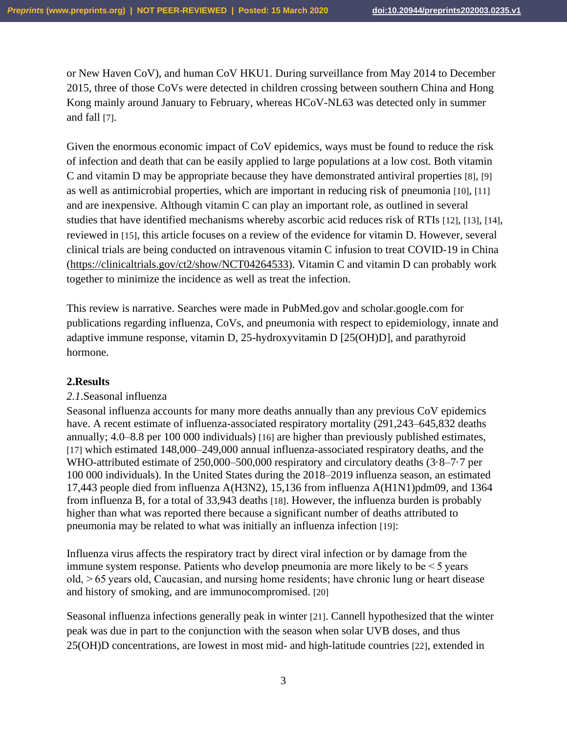or New Haven CoV), and human CoV HKU1. During surveillance from May 2014 to December 2015, three of those CoVs were detected in children crossing between southern China and Hong Kong mainly around January to February, whereas HCoV-NL63 was detected only in summer and fall [7].

Given the enormous economic impact of CoV epidemics, ways must be found to reduce the risk of infection and death that can be easily applied to large populations at a low cost. Both vitamin C and vitamin D may be appropriate because they have demonstrated antiviral properties [8], [9] as well as antimicrobial properties, which are important in reducing risk of pneumonia [10], [11] and are inexpensive. Although vitamin C can play an important role, as outlined in several studies that have identified mechanisms whereby ascorbic acid reduces risk of RTIs [12], [13], [14], reviewed in [15], this article focuses on a review of the evidence for vitamin D. However, several clinical trials are being conducted on intravenous vitamin C infusion to treat COVID-19 in China (https://clinicaltrials.gov/ct2/show/NCT04264533). Vitamin C and vitamin D can probably work together to minimize the incidence as well as treat the infection.

This review is narrative. Searches were made in PubMed.gov and scholar.google.com for publications regarding influenza, CoVs, and pneumonia with respect to epidemiology, innate and adaptive immune response, vitamin D, 25-hydroxyvitamin D [25(OH)D], and parathyroid hormone.

## 2. Results

### *2.1.* Seasonal influenza

Seasonal influenza accounts for many more deaths annually than any previous CoV epidemics have. A recent estimate of influenza-associated respiratory mortality (291,243–645,832 deaths annually; 4.0–8.8 per 100 000 individuals) [16] are higher than previously published estimates, [17] which estimated 148,000–249,000 annual influenza-associated respiratory deaths, and the WHO-attributed estimate of 250,000–500,000 respiratory and circulatory deaths (3·8–7·7 per 100 000 individuals). In the United States during the 2018–2019 influenza season, an estimated 17,443 people died from influenza A(H3N2), 15,136 from influenza A(H1N1)pdm09, and 1364 from influenza B, for a total of 33,943 deaths [18]. However, the influenza burden is probably higher than what was reported there because a significant number of deaths attributed to pneumonia may be related to what was initially an influenza infection [19]:

Influenza virus affects the respiratory tract by direct viral infection or by damage from the immune system response. Patients who develop pneumonia are more likely to be < 5 years old, > 65 years old, Caucasian, and nursing home residents; have chronic lung or heart disease and history of smoking, and are immunocompromised. [20]

Seasonal influenza infections generally peak in winter [21]. Cannell hypothesized that the winter peak was due in part to the conjunction with the season when solar UVB doses, and thus 25(OH)D concentrations, are lowest in most mid- and high-latitude countries [22], extended in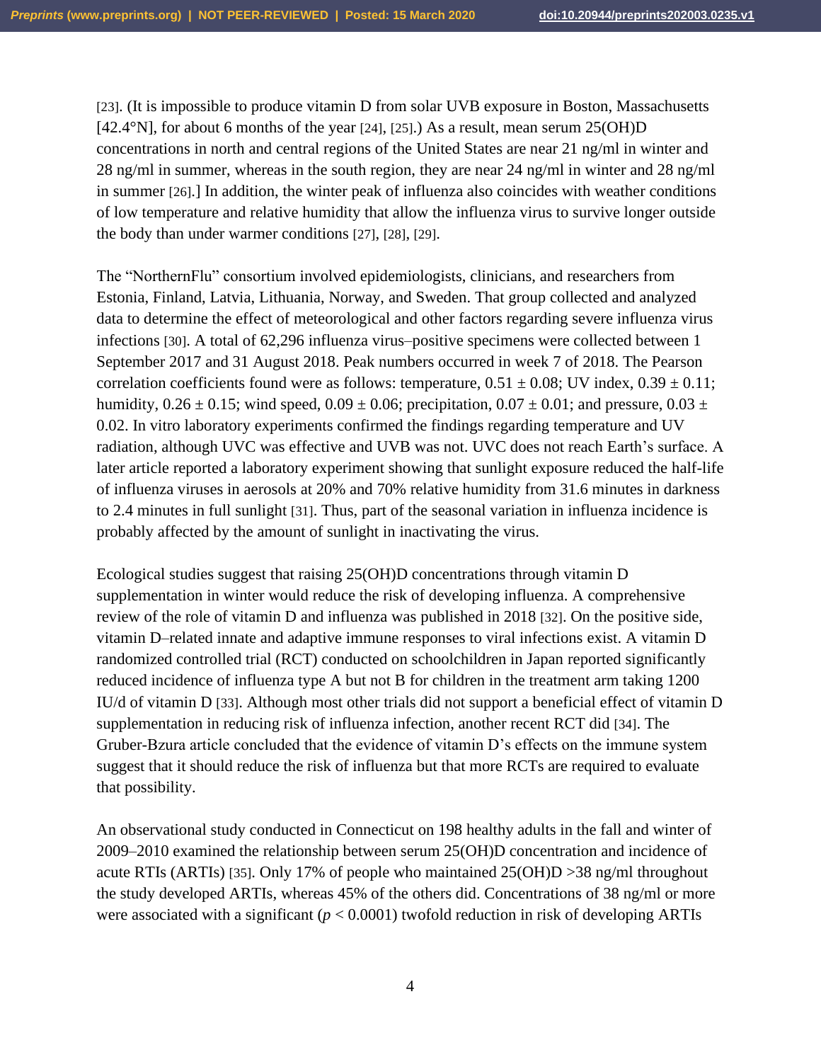[23]. (It is impossible to produce vitamin D from solar UVB exposure in Boston, Massachusetts [42.4°N], for about 6 months of the year [24], [25].) As a result, mean serum 25(OH)D concentrations in north and central regions of the United States are near 21 ng/ml in winter and 28 ng/ml in summer, whereas in the south region, they are near 24 ng/ml in winter and 28 ng/ml in summer [26].] In addition, the winter peak of influenza also coincides with weather conditions of low temperature and relative humidity that allow the influenza virus to survive longer outside the body than under warmer conditions [27], [28], [29].

The "NorthernFlu" consortium involved epidemiologists, clinicians, and researchers from Estonia, Finland, Latvia, Lithuania, Norway, and Sweden. That group collected and analyzed data to determine the effect of meteorological and other factors regarding severe influenza virus infections [30]. A total of 62,296 influenza virus–positive specimens were collected between 1 September 2017 and 31 August 2018. Peak numbers occurred in week 7 of 2018. The Pearson correlation coefficients found were as follows: temperature, $0.51 \pm 0.08$; UV index, $0.39 \pm 0.11$; humidity, $0.26 \pm 0.15$; wind speed, $0.09 \pm 0.06$; precipitation, $0.07 \pm 0.01$; and pressure, $0.03 \pm 0.02$. In vitro laboratory experiments confirmed the findings regarding temperature and UV radiation, although UVC was effective and UVB was not. UVC does not reach Earth's surface. A later article reported a laboratory experiment showing that sunlight exposure reduced the half-life of influenza viruses in aerosols at 20% and 70% relative humidity from 31.6 minutes in darkness to 2.4 minutes in full sunlight [31]. Thus, part of the seasonal variation in influenza incidence is probably affected by the amount of sunlight in inactivating the virus.

Ecological studies suggest that raising 25(OH)D concentrations through vitamin D supplementation in winter would reduce the risk of developing influenza. A comprehensive review of the role of vitamin D and influenza was published in 2018 [32]. On the positive side, vitamin D–related innate and adaptive immune responses to viral infections exist. A vitamin D randomized controlled trial (RCT) conducted on schoolchildren in Japan reported significantly reduced incidence of influenza type A but not B for children in the treatment arm taking 1200 IU/d of vitamin D [33]. Although most other trials did not support a beneficial effect of vitamin D supplementation in reducing risk of influenza infection, another recent RCT did [34]. The Gruber-Bzura article concluded that the evidence of vitamin D's effects on the immune system suggest that it should reduce the risk of influenza but that more RCTs are required to evaluate that possibility.

An observational study conducted in Connecticut on 198 healthy adults in the fall and winter of 2009–2010 examined the relationship between serum 25(OH)D concentration and incidence of acute RTIs (ARTIs) [35]. Only 17% of people who maintained 25(OH)D >38 ng/ml throughout the study developed ARTIs, whereas 45% of the others did. Concentrations of 38 ng/ml or more were associated with a significant ($p < 0.0001$) twofold reduction in risk of developing ARTIs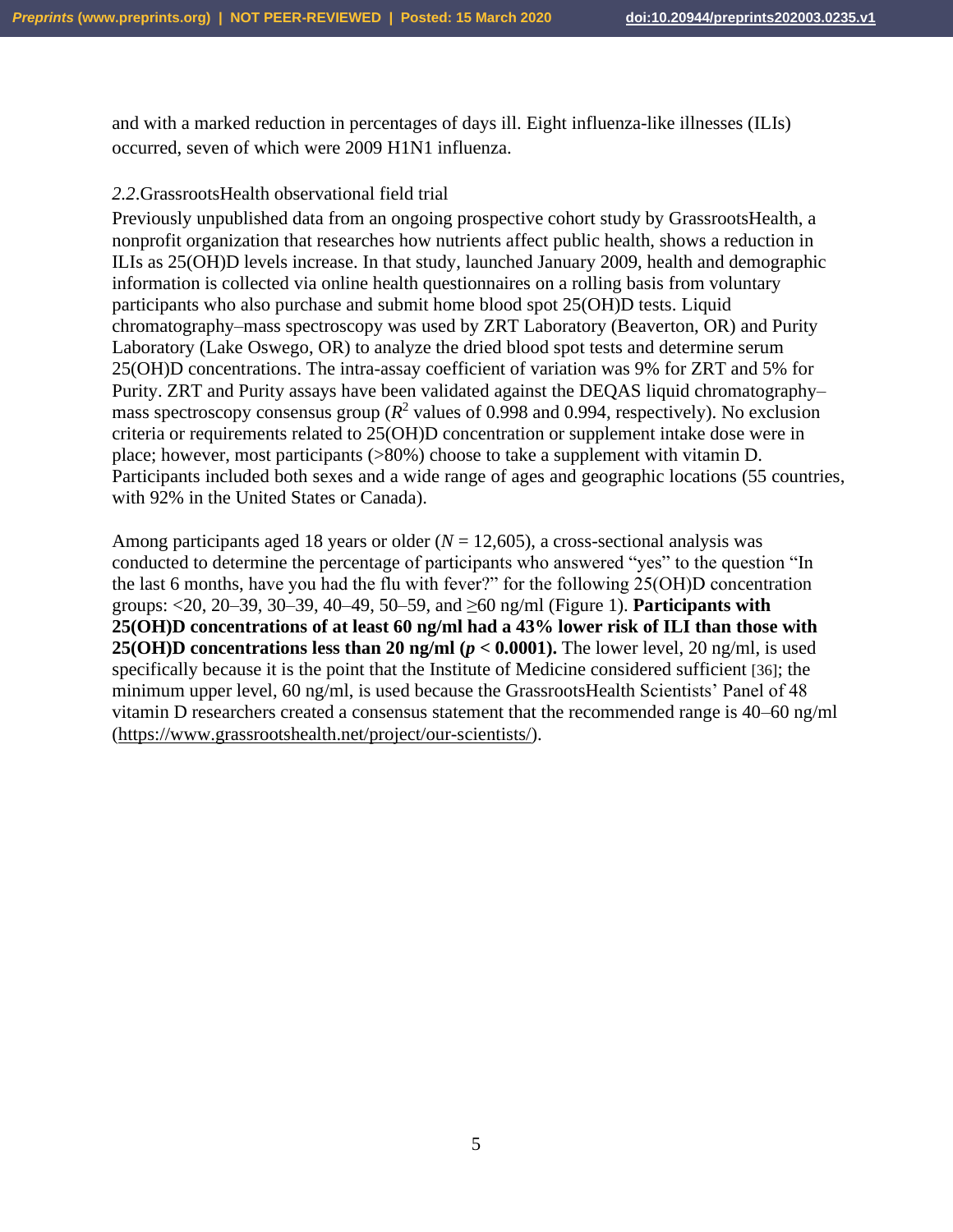and with a marked reduction in percentages of days ill. Eight influenza-like illnesses (ILIs) occurred, seven of which were 2009 H1N1 influenza.

### *2.2.* GrassrootsHealth observational field trial

Previously unpublished data from an ongoing prospective cohort study by GrassrootsHealth, a nonprofit organization that researches how nutrients affect public health, shows a reduction in ILIs as 25(OH)D levels increase. In that study, launched January 2009, health and demographic information is collected via online health questionnaires on a rolling basis from voluntary participants who also purchase and submit home blood spot 25(OH)D tests. Liquid chromatography–mass spectroscopy was used by ZRT Laboratory (Beaverton, OR) and Purity Laboratory (Lake Oswego, OR) to analyze the dried blood spot tests and determine serum 25(OH)D concentrations. The intra-assay coefficient of variation was 9% for ZRT and 5% for Purity. ZRT and Purity assays have been validated against the DEQAS liquid chromatography–mass spectroscopy consensus group ($R^2$ values of 0.998 and 0.994, respectively). No exclusion criteria or requirements related to 25(OH)D concentration or supplement intake dose were in place; however, most participants (>80%) choose to take a supplement with vitamin D. Participants included both sexes and a wide range of ages and geographic locations (55 countries, with 92% in the United States or Canada).

Among participants aged 18 years or older ($N$ = 12,605), a cross-sectional analysis was conducted to determine the percentage of participants who answered "yes" to the question "In the last 6 months, have you had the flu with fever?" for the following 25(OH)D concentration groups: <20, 20–39, 30–39, 40–49, 50–59, and ≥60 ng/ml (Figure 1). **Participants with 25(OH)D concentrations of at least 60 ng/ml had a 43% lower risk of ILI than those with 25(OH)D concentrations less than 20 ng/ml ($p < 0.0001$).** The lower level, 20 ng/ml, is used specifically because it is the point that the Institute of Medicine considered sufficient [36]; the minimum upper level, 60 ng/ml, is used because the GrassrootsHealth Scientists' Panel of 48 vitamin D researchers created a consensus statement that the recommended range is 40–60 ng/ml (https://www.grassrootshealth.net/project/our-scientists/).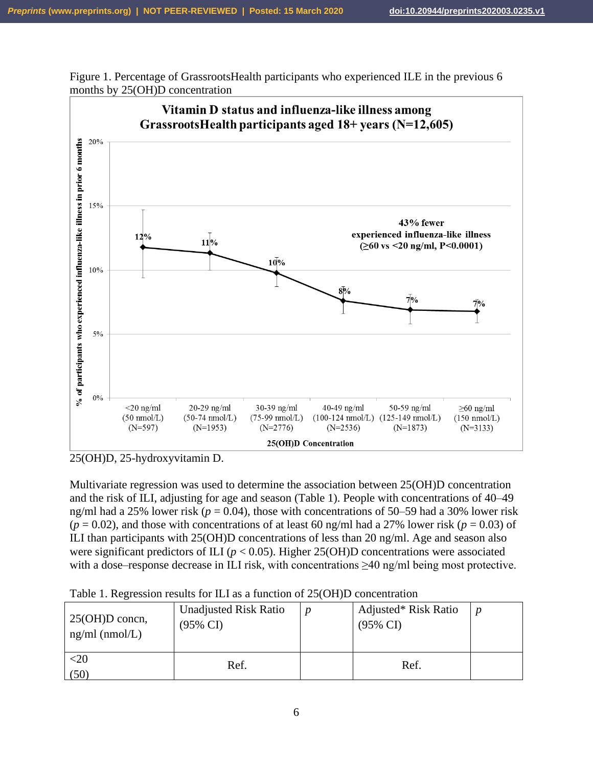Figure 1. Percentage of GrassrootsHealth participants who experienced ILE in the previous 6 months by 25(OH)D concentration

**Vitamin D status and influenza-like illness among GrassrootsHealth participants aged 18+ years (N=12,605)**

| 25(OH)D Concentration | % of participants who experienced influenza-like illness in prior 6 months |
|---|---|
| <20 ng/ml (50 nmol/L) (N=597) | 12% |
| 20-29 ng/ml (50-74 nmol/L) (N=1953) | 11% |
| 30-39 ng/ml (75-99 nmol/L) (N=2776) | 10% |
| 40-49 ng/ml (100-124 nmol/L) (N=2536) | 8% |
| 50-59 ng/ml (125-149 nmol/L) (N=1873) | 7% |
| ≥60 ng/ml (150 nmol/L) (N=3133) | 7% |

43% fewer experienced influenza-like illness (≥60 vs <20 ng/ml, P<0.0001)

25(OH)D, 25-hydroxyvitamin D.

Multivariate regression was used to determine the association between 25(OH)D concentration and the risk of ILI, adjusting for age and season (Table 1). People with concentrations of 40–49 ng/ml had a 25% lower risk ($p = 0.04$), those with concentrations of 50–59 had a 30% lower risk ($p = 0.02$), and those with concentrations of at least 60 ng/ml had a 27% lower risk ($p = 0.03$) of ILI than participants with 25(OH)D concentrations of less than 20 ng/ml. Age and season also were significant predictors of ILI ($p < 0.05$). Higher 25(OH)D concentrations were associated with a dose–response decrease in ILI risk, with concentrations ≥40 ng/ml being most protective.

Table 1. Regression results for ILI as a function of 25(OH)D concentration

| 25(OH)D concn, ng/ml (nmol/L) | Unadjusted Risk Ratio (95% CI) | *p* | Adjusted* Risk Ratio (95% CI) | *p* |
|---|---|---|---|---|
| <20 (50) | Ref. | | Ref. | |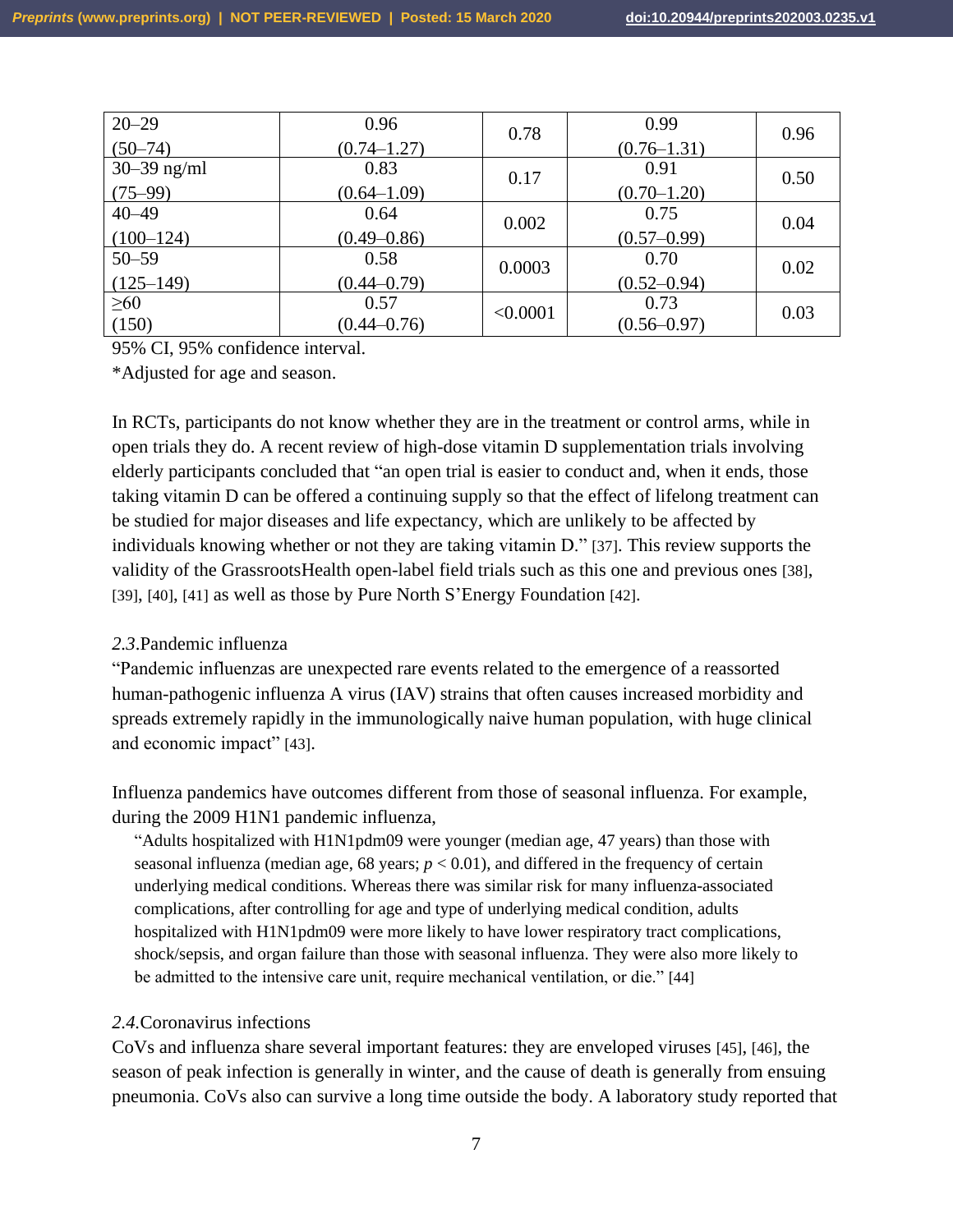| | | | | |
|---|---|---|---|---|
| 20–29 (50–74) | 0.96 (0.74–1.27) | 0.78 | 0.99 (0.76–1.31) | 0.96 |
| 30–39 ng/ml (75–99) | 0.83 (0.64–1.09) | 0.17 | 0.91 (0.70–1.20) | 0.50 |
| 40–49 (100–124) | 0.64 (0.49–0.86) | 0.002 | 0.75 (0.57–0.99) | 0.04 |
| 50–59 (125–149) | 0.58 (0.44–0.79) | 0.0003 | 0.70 (0.52–0.94) | 0.02 |
| ≥60 (150) | 0.57 (0.44–0.76) | <0.0001 | 0.73 (0.56–0.97) | 0.03 |

95% CI, 95% confidence interval.

*Adjusted for age and season.

In RCTs, participants do not know whether they are in the treatment or control arms, while in open trials they do. A recent review of high-dose vitamin D supplementation trials involving elderly participants concluded that "an open trial is easier to conduct and, when it ends, those taking vitamin D can be offered a continuing supply so that the effect of lifelong treatment can be studied for major diseases and life expectancy, which are unlikely to be affected by individuals knowing whether or not they are taking vitamin D." [37]. This review supports the validity of the GrassrootsHealth open-label field trials such as this one and previous ones [38], [39], [40], [41] as well as those by Pure North S'Energy Foundation [42].

### *2.3.* Pandemic influenza

"Pandemic influenzas are unexpected rare events related to the emergence of a reassorted human-pathogenic influenza A virus (IAV) strains that often causes increased morbidity and spreads extremely rapidly in the immunologically naive human population, with huge clinical and economic impact" [43].

Influenza pandemics have outcomes different from those of seasonal influenza. For example, during the 2009 H1N1 pandemic influenza,

> "Adults hospitalized with H1N1pdm09 were younger (median age, 47 years) than those with seasonal influenza (median age, 68 years; $p < 0.01$), and differed in the frequency of certain underlying medical conditions. Whereas there was similar risk for many influenza-associated complications, after controlling for age and type of underlying medical condition, adults hospitalized with H1N1pdm09 were more likely to have lower respiratory tract complications, shock/sepsis, and organ failure than those with seasonal influenza. They were also more likely to be admitted to the intensive care unit, require mechanical ventilation, or die." [44]

### *2.4.* Coronavirus infections

CoVs and influenza share several important features: they are enveloped viruses [45], [46], the season of peak infection is generally in winter, and the cause of death is generally from ensuing pneumonia. CoVs also can survive a long time outside the body. A laboratory study reported that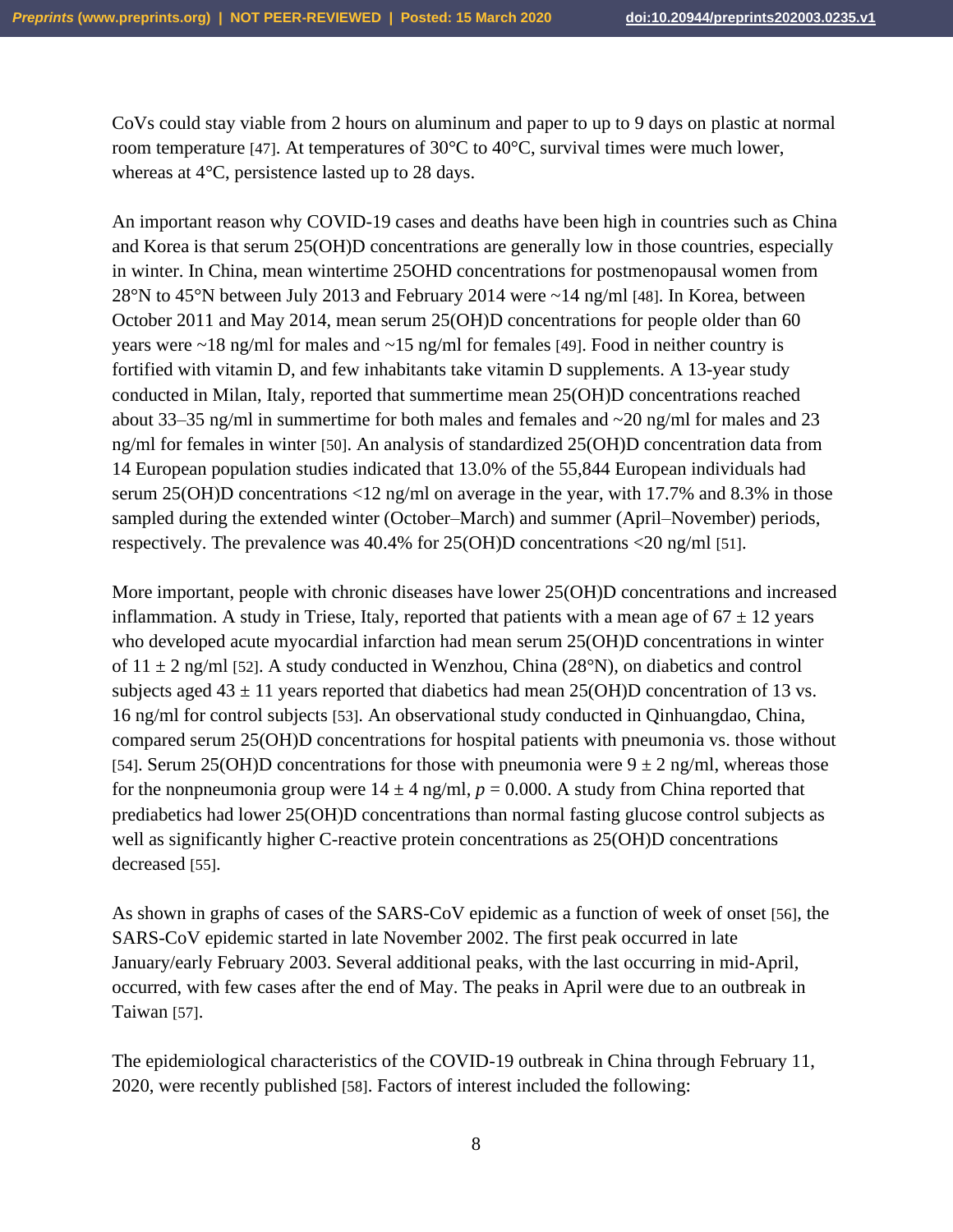CoVs could stay viable from 2 hours on aluminum and paper to up to 9 days on plastic at normal room temperature [47]. At temperatures of 30°C to 40°C, survival times were much lower, whereas at 4°C, persistence lasted up to 28 days.

An important reason why COVID-19 cases and deaths have been high in countries such as China and Korea is that serum 25(OH)D concentrations are generally low in those countries, especially in winter. In China, mean wintertime 25OHD concentrations for postmenopausal women from 28°N to 45°N between July 2013 and February 2014 were ~14 ng/ml [48]. In Korea, between October 2011 and May 2014, mean serum 25(OH)D concentrations for people older than 60 years were ~18 ng/ml for males and ~15 ng/ml for females [49]. Food in neither country is fortified with vitamin D, and few inhabitants take vitamin D supplements. A 13-year study conducted in Milan, Italy, reported that summertime mean 25(OH)D concentrations reached about 33–35 ng/ml in summertime for both males and females and ~20 ng/ml for males and 23 ng/ml for females in winter [50]. An analysis of standardized 25(OH)D concentration data from 14 European population studies indicated that 13.0% of the 55,844 European individuals had serum 25(OH)D concentrations <12 ng/ml on average in the year, with 17.7% and 8.3% in those sampled during the extended winter (October–March) and summer (April–November) periods, respectively. The prevalence was 40.4% for 25(OH)D concentrations <20 ng/ml [51].

More important, people with chronic diseases have lower 25(OH)D concentrations and increased inflammation. A study in Triese, Italy, reported that patients with a mean age of 67 ± 12 years who developed acute myocardial infarction had mean serum 25(OH)D concentrations in winter of 11 ± 2 ng/ml [52]. A study conducted in Wenzhou, China (28°N), on diabetics and control subjects aged 43 ± 11 years reported that diabetics had mean 25(OH)D concentration of 13 vs. 16 ng/ml for control subjects [53]. An observational study conducted in Qinhuangdao, China, compared serum 25(OH)D concentrations for hospital patients with pneumonia vs. those without [54]. Serum 25(OH)D concentrations for those with pneumonia were 9 ± 2 ng/ml, whereas those for the nonpneumonia group were 14 ± 4 ng/ml, $p = 0.000$. A study from China reported that prediabetics had lower 25(OH)D concentrations than normal fasting glucose control subjects as well as significantly higher C-reactive protein concentrations as 25(OH)D concentrations decreased [55].

As shown in graphs of cases of the SARS-CoV epidemic as a function of week of onset [56], the SARS-CoV epidemic started in late November 2002. The first peak occurred in late January/early February 2003. Several additional peaks, with the last occurring in mid-April, occurred, with few cases after the end of May. The peaks in April were due to an outbreak in Taiwan [57].

The epidemiological characteristics of the COVID-19 outbreak in China through February 11, 2020, were recently published [58]. Factors of interest included the following: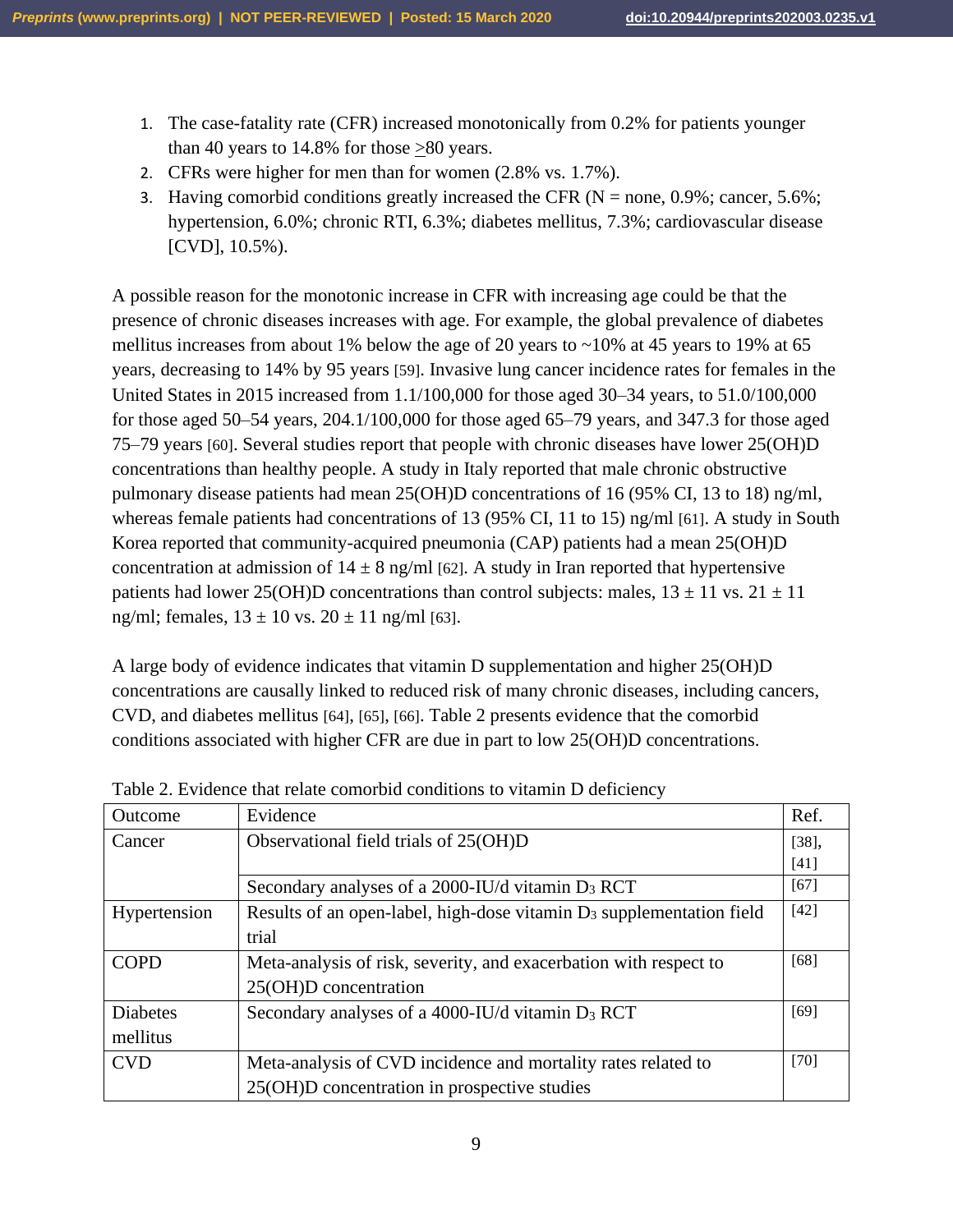1. The case-fatality rate (CFR) increased monotonically from 0.2% for patients younger than 40 years to 14.8% for those $\geq$80 years.
2. CFRs were higher for men than for women (2.8% vs. 1.7%).
3. Having comorbid conditions greatly increased the CFR (N = none, 0.9%; cancer, 5.6%; hypertension, 6.0%; chronic RTI, 6.3%; diabetes mellitus, 7.3%; cardiovascular disease [CVD], 10.5%).

A possible reason for the monotonic increase in CFR with increasing age could be that the presence of chronic diseases increases with age. For example, the global prevalence of diabetes mellitus increases from about 1% below the age of 20 years to ~10% at 45 years to 19% at 65 years, decreasing to 14% by 95 years [59]. Invasive lung cancer incidence rates for females in the United States in 2015 increased from 1.1/100,000 for those aged 30–34 years, to 51.0/100,000 for those aged 50–54 years, 204.1/100,000 for those aged 65–79 years, and 347.3 for those aged 75–79 years [60]. Several studies report that people with chronic diseases have lower 25(OH)D concentrations than healthy people. A study in Italy reported that male chronic obstructive pulmonary disease patients had mean 25(OH)D concentrations of 16 (95% CI, 13 to 18) ng/ml, whereas female patients had concentrations of 13 (95% CI, 11 to 15) ng/ml [61]. A study in South Korea reported that community-acquired pneumonia (CAP) patients had a mean 25(OH)D concentration at admission of 14 ± 8 ng/ml [62]. A study in Iran reported that hypertensive patients had lower 25(OH)D concentrations than control subjects: males, 13 ± 11 vs. 21 ± 11 ng/ml; females, 13 ± 10 vs. 20 ± 11 ng/ml [63].

A large body of evidence indicates that vitamin D supplementation and higher 25(OH)D concentrations are causally linked to reduced risk of many chronic diseases, including cancers, CVD, and diabetes mellitus [64], [65], [66]. Table 2 presents evidence that the comorbid conditions associated with higher CFR are due in part to low 25(OH)D concentrations.

Table 2. Evidence that relate comorbid conditions to vitamin D deficiency

| Outcome | Evidence | Ref. |
|---|---|---|
| Cancer | Observational field trials of 25(OH)D | [38], [41] |
| | Secondary analyses of a 2000-IU/d vitamin $D_3$ RCT | [67] |
| Hypertension | Results of an open-label, high-dose vitamin $D_3$ supplementation field trial | [42] |
| COPD | Meta-analysis of risk, severity, and exacerbation with respect to 25(OH)D concentration | [68] |
| Diabetes mellitus | Secondary analyses of a 4000-IU/d vitamin $D_3$ RCT | [69] |
| CVD | Meta-analysis of CVD incidence and mortality rates related to 25(OH)D concentration in prospective studies | [70] |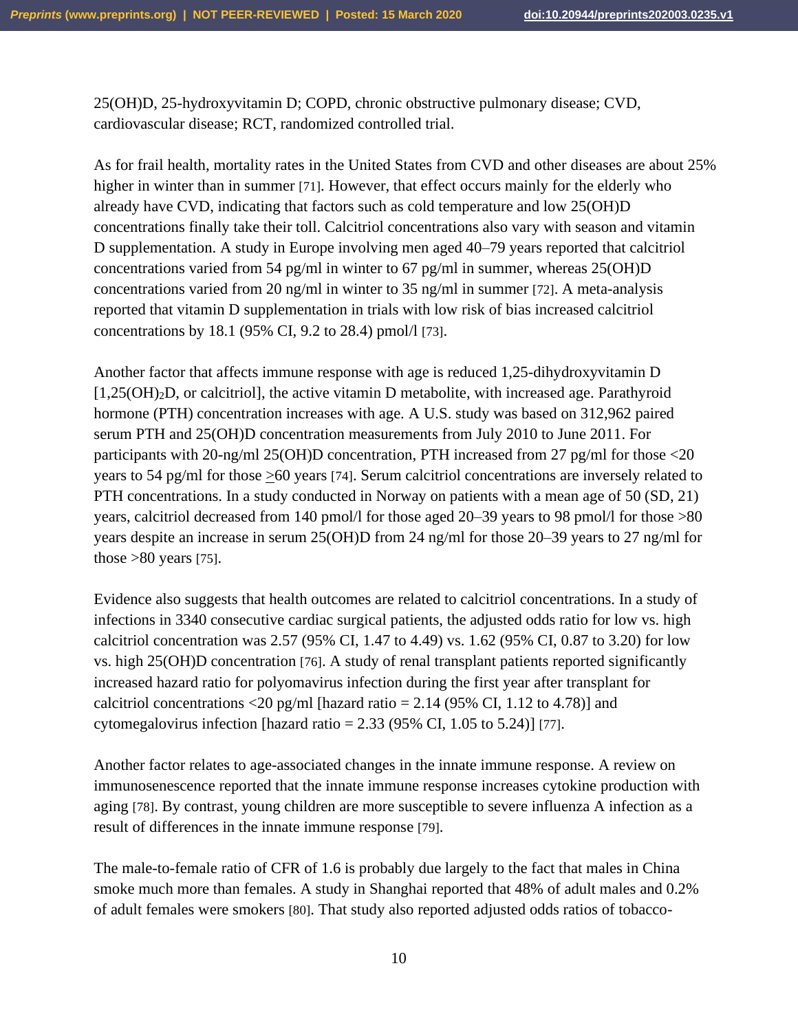25(OH)D, 25-hydroxyvitamin D; COPD, chronic obstructive pulmonary disease; CVD, cardiovascular disease; RCT, randomized controlled trial.

As for frail health, mortality rates in the United States from CVD and other diseases are about 25% higher in winter than in summer [71]. However, that effect occurs mainly for the elderly who already have CVD, indicating that factors such as cold temperature and low 25(OH)D concentrations finally take their toll. Calcitriol concentrations also vary with season and vitamin D supplementation. A study in Europe involving men aged 40–79 years reported that calcitriol concentrations varied from 54 pg/ml in winter to 67 pg/ml in summer, whereas 25(OH)D concentrations varied from 20 ng/ml in winter to 35 ng/ml in summer [72]. A meta-analysis reported that vitamin D supplementation in trials with low risk of bias increased calcitriol concentrations by 18.1 (95% CI, 9.2 to 28.4) pmol/l [73].

Another factor that affects immune response with age is reduced 1,25-dihydroxyvitamin D [$1,25(OH)_2D$, or calcitriol], the active vitamin D metabolite, with increased age. Parathyroid hormone (PTH) concentration increases with age. A U.S. study was based on 312,962 paired serum PTH and 25(OH)D concentration measurements from July 2010 to June 2011. For participants with 20-ng/ml 25(OH)D concentration, PTH increased from 27 pg/ml for those <20 years to 54 pg/ml for those $\geq$60 years [74]. Serum calcitriol concentrations are inversely related to PTH concentrations. In a study conducted in Norway on patients with a mean age of 50 (SD, 21) years, calcitriol decreased from 140 pmol/l for those aged 20–39 years to 98 pmol/l for those >80 years despite an increase in serum 25(OH)D from 24 ng/ml for those 20–39 years to 27 ng/ml for those >80 years [75].

Evidence also suggests that health outcomes are related to calcitriol concentrations. In a study of infections in 3340 consecutive cardiac surgical patients, the adjusted odds ratio for low vs. high calcitriol concentration was 2.57 (95% CI, 1.47 to 4.49) vs. 1.62 (95% CI, 0.87 to 3.20) for low vs. high 25(OH)D concentration [76]. A study of renal transplant patients reported significantly increased hazard ratio for polyomavirus infection during the first year after transplant for calcitriol concentrations <20 pg/ml [hazard ratio = 2.14 (95% CI, 1.12 to 4.78)] and cytomegalovirus infection [hazard ratio = 2.33 (95% CI, 1.05 to 5.24)] [77].

Another factor relates to age-associated changes in the innate immune response. A review on immunosenescence reported that the innate immune response increases cytokine production with aging [78]. By contrast, young children are more susceptible to severe influenza A infection as a result of differences in the innate immune response [79].

The male-to-female ratio of CFR of 1.6 is probably due largely to the fact that males in China smoke much more than females. A study in Shanghai reported that 48% of adult males and 0.2% of adult females were smokers [80]. That study also reported adjusted odds ratios of tobacco-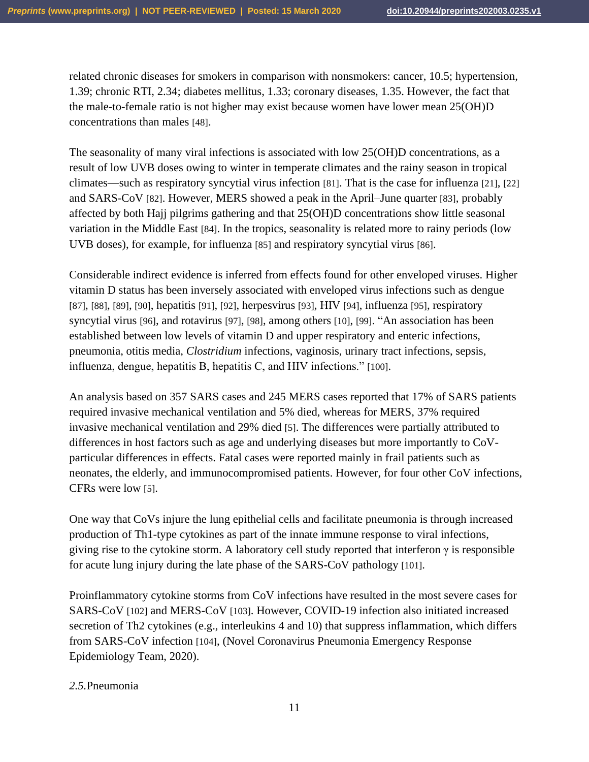related chronic diseases for smokers in comparison with nonsmokers: cancer, 10.5; hypertension, 1.39; chronic RTI, 2.34; diabetes mellitus, 1.33; coronary diseases, 1.35. However, the fact that the male-to-female ratio is not higher may exist because women have lower mean 25(OH)D concentrations than males [48].

The seasonality of many viral infections is associated with low 25(OH)D concentrations, as a result of low UVB doses owing to winter in temperate climates and the rainy season in tropical climates—such as respiratory syncytial virus infection [81]. That is the case for influenza [21], [22] and SARS-CoV [82]. However, MERS showed a peak in the April–June quarter [83], probably affected by both Hajj pilgrims gathering and that 25(OH)D concentrations show little seasonal variation in the Middle East [84]. In the tropics, seasonality is related more to rainy periods (low UVB doses), for example, for influenza [85] and respiratory syncytial virus [86].

Considerable indirect evidence is inferred from effects found for other enveloped viruses. Higher vitamin D status has been inversely associated with enveloped virus infections such as dengue [87], [88], [89], [90], hepatitis [91], [92], herpesvirus [93], HIV [94], influenza [95], respiratory syncytial virus [96], and rotavirus [97], [98], among others [10], [99]. "An association has been established between low levels of vitamin D and upper respiratory and enteric infections, pneumonia, otitis media, *Clostridium* infections, vaginosis, urinary tract infections, sepsis, influenza, dengue, hepatitis B, hepatitis C, and HIV infections." [100].

An analysis based on 357 SARS cases and 245 MERS cases reported that 17% of SARS patients required invasive mechanical ventilation and 5% died, whereas for MERS, 37% required invasive mechanical ventilation and 29% died [5]. The differences were partially attributed to differences in host factors such as age and underlying diseases but more importantly to CoV-particular differences in effects. Fatal cases were reported mainly in frail patients such as neonates, the elderly, and immunocompromised patients. However, for four other CoV infections, CFRs were low [5].

One way that CoVs injure the lung epithelial cells and facilitate pneumonia is through increased production of Th1-type cytokines as part of the innate immune response to viral infections, giving rise to the cytokine storm. A laboratory cell study reported that interferon $\gamma$ is responsible for acute lung injury during the late phase of the SARS-CoV pathology [101].

Proinflammatory cytokine storms from CoV infections have resulted in the most severe cases for SARS-CoV [102] and MERS-CoV [103]. However, COVID-19 infection also initiated increased secretion of Th2 cytokines (e.g., interleukins 4 and 10) that suppress inflammation, which differs from SARS-CoV infection [104], (Novel Coronavirus Pneumonia Emergency Response Epidemiology Team, 2020).

*2.5.* Pneumonia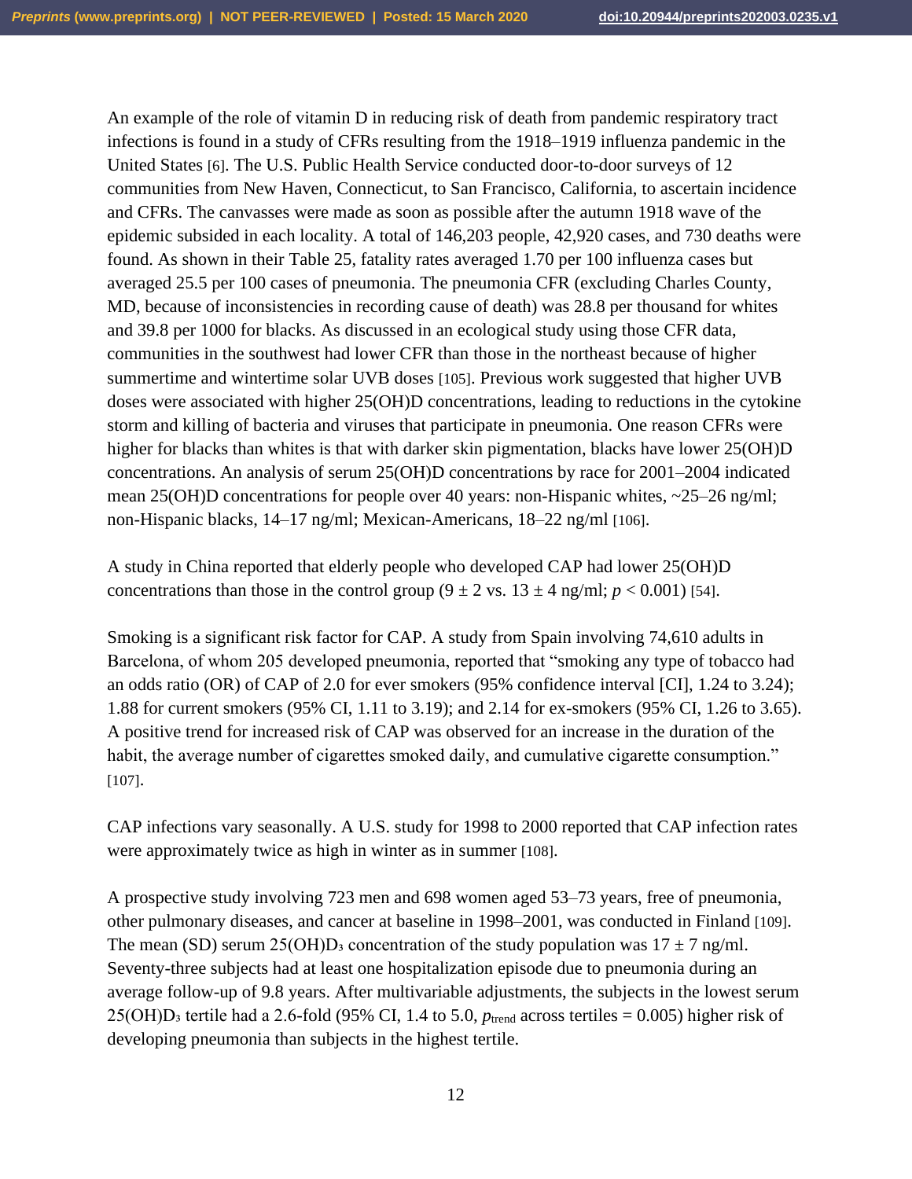An example of the role of vitamin D in reducing risk of death from pandemic respiratory tract infections is found in a study of CFRs resulting from the 1918–1919 influenza pandemic in the United States [6]. The U.S. Public Health Service conducted door-to-door surveys of 12 communities from New Haven, Connecticut, to San Francisco, California, to ascertain incidence and CFRs. The canvasses were made as soon as possible after the autumn 1918 wave of the epidemic subsided in each locality. A total of 146,203 people, 42,920 cases, and 730 deaths were found. As shown in their Table 25, fatality rates averaged 1.70 per 100 influenza cases but averaged 25.5 per 100 cases of pneumonia. The pneumonia CFR (excluding Charles County, MD, because of inconsistencies in recording cause of death) was 28.8 per thousand for whites and 39.8 per 1000 for blacks. As discussed in an ecological study using those CFR data, communities in the southwest had lower CFR than those in the northeast because of higher summertime and wintertime solar UVB doses [105]. Previous work suggested that higher UVB doses were associated with higher 25(OH)D concentrations, leading to reductions in the cytokine storm and killing of bacteria and viruses that participate in pneumonia. One reason CFRs were higher for blacks than whites is that with darker skin pigmentation, blacks have lower 25(OH)D concentrations. An analysis of serum 25(OH)D concentrations by race for 2001–2004 indicated mean 25(OH)D concentrations for people over 40 years: non-Hispanic whites, ~25–26 ng/ml; non-Hispanic blacks, 14–17 ng/ml; Mexican-Americans, 18–22 ng/ml [106].

A study in China reported that elderly people who developed CAP had lower 25(OH)D concentrations than those in the control group ($9 \pm 2$ vs. $13 \pm 4$ ng/ml; $p < 0.001$) [54].

Smoking is a significant risk factor for CAP. A study from Spain involving 74,610 adults in Barcelona, of whom 205 developed pneumonia, reported that "smoking any type of tobacco had an odds ratio (OR) of CAP of 2.0 for ever smokers (95% confidence interval [CI], 1.24 to 3.24); 1.88 for current smokers (95% CI, 1.11 to 3.19); and 2.14 for ex-smokers (95% CI, 1.26 to 3.65). A positive trend for increased risk of CAP was observed for an increase in the duration of the habit, the average number of cigarettes smoked daily, and cumulative cigarette consumption." [107].

CAP infections vary seasonally. A U.S. study for 1998 to 2000 reported that CAP infection rates were approximately twice as high in winter as in summer [108].

A prospective study involving 723 men and 698 women aged 53–73 years, free of pneumonia, other pulmonary diseases, and cancer at baseline in 1998–2001, was conducted in Finland [109]. The mean (SD) serum 25(OH)$D_3$ concentration of the study population was $17 \pm 7$ ng/ml. Seventy-three subjects had at least one hospitalization episode due to pneumonia during an average follow-up of 9.8 years. After multivariable adjustments, the subjects in the lowest serum 25(OH)$D_3$ tertile had a 2.6-fold (95% CI, 1.4 to 5.0, $p_{trend}$ across tertiles = 0.005) higher risk of developing pneumonia than subjects in the highest tertile.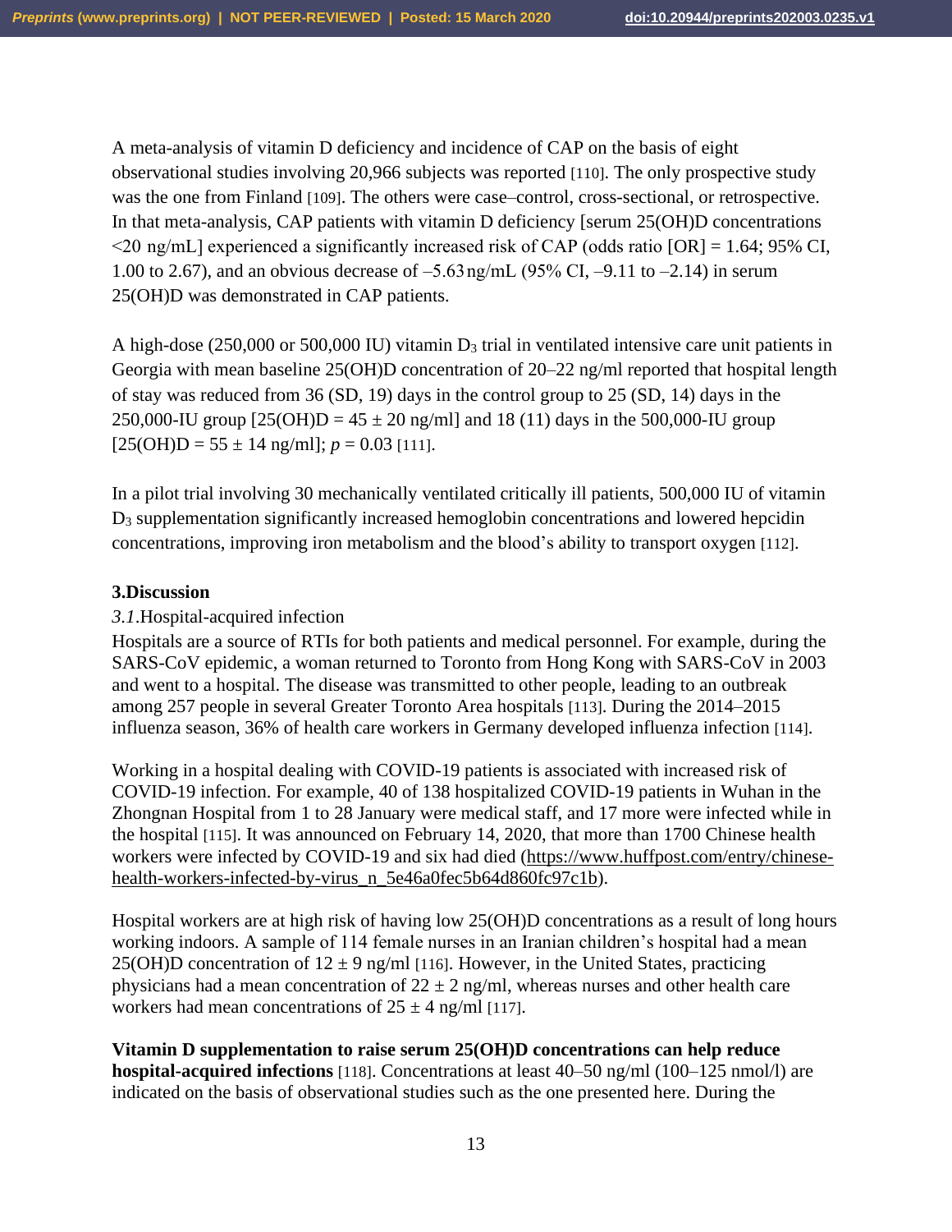A meta-analysis of vitamin D deficiency and incidence of CAP on the basis of eight observational studies involving 20,966 subjects was reported [110]. The only prospective study was the one from Finland [109]. The others were case–control, cross-sectional, or retrospective. In that meta-analysis, CAP patients with vitamin D deficiency [serum 25(OH)D concentrations <20 ng/mL] experienced a significantly increased risk of CAP (odds ratio [OR] = 1.64; 95% CI, 1.00 to 2.67), and an obvious decrease of –5.63 ng/mL (95% CI, –9.11 to –2.14) in serum 25(OH)D was demonstrated in CAP patients.

A high-dose (250,000 or 500,000 IU) vitamin $D_3$ trial in ventilated intensive care unit patients in Georgia with mean baseline 25(OH)D concentration of 20–22 ng/ml reported that hospital length of stay was reduced from 36 (SD, 19) days in the control group to 25 (SD, 14) days in the 250,000-IU group [25(OH)D = 45 ± 20 ng/ml] and 18 (11) days in the 500,000-IU group [25(OH)D = 55 ± 14 ng/ml]; $p = 0.03$ [111].

In a pilot trial involving 30 mechanically ventilated critically ill patients, 500,000 IU of vitamin $D_3$ supplementation significantly increased hemoglobin concentrations and lowered hepcidin concentrations, improving iron metabolism and the blood's ability to transport oxygen [112].

## 3. Discussion

### *3.1.* Hospital-acquired infection

Hospitals are a source of RTIs for both patients and medical personnel. For example, during the SARS-CoV epidemic, a woman returned to Toronto from Hong Kong with SARS-CoV in 2003 and went to a hospital. The disease was transmitted to other people, leading to an outbreak among 257 people in several Greater Toronto Area hospitals [113]. During the 2014–2015 influenza season, 36% of health care workers in Germany developed influenza infection [114].

Working in a hospital dealing with COVID-19 patients is associated with increased risk of COVID-19 infection. For example, 40 of 138 hospitalized COVID-19 patients in Wuhan in the Zhongnan Hospital from 1 to 28 January were medical staff, and 17 more were infected while in the hospital [115]. It was announced on February 14, 2020, that more than 1700 Chinese health workers were infected by COVID-19 and six had died (https://www.huffpost.com/entry/chinese-health-workers-infected-by-virus_n_5e46a0fec5b64d860fc97c1b).

Hospital workers are at high risk of having low 25(OH)D concentrations as a result of long hours working indoors. A sample of 114 female nurses in an Iranian children's hospital had a mean 25(OH)D concentration of 12 ± 9 ng/ml [116]. However, in the United States, practicing physicians had a mean concentration of 22 ± 2 ng/ml, whereas nurses and other health care workers had mean concentrations of 25 ± 4 ng/ml [117].

**Vitamin D supplementation to raise serum 25(OH)D concentrations can help reduce hospital-acquired infections** [118]. Concentrations at least 40–50 ng/ml (100–125 nmol/l) are indicated on the basis of observational studies such as the one presented here. During the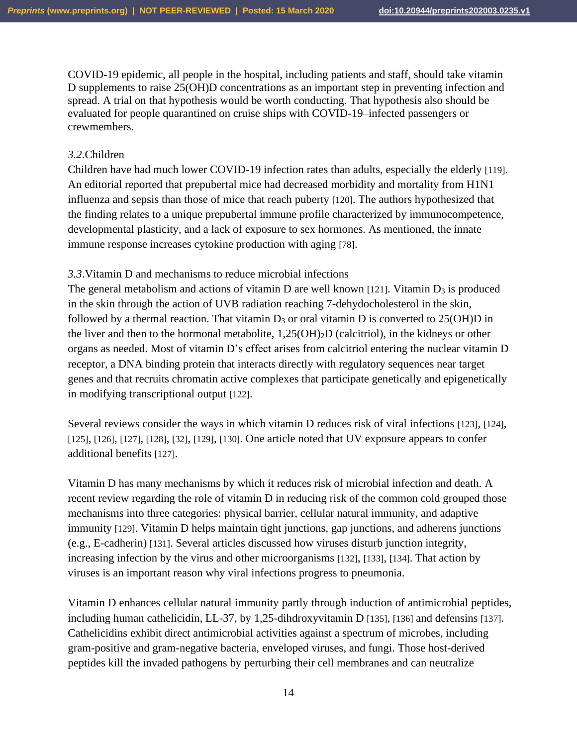COVID-19 epidemic, all people in the hospital, including patients and staff, should take vitamin D supplements to raise 25(OH)D concentrations as an important step in preventing infection and spread. A trial on that hypothesis would be worth conducting. That hypothesis also should be evaluated for people quarantined on cruise ships with COVID-19–infected passengers or crewmembers.

### *3.2.* Children

Children have had much lower COVID-19 infection rates than adults, especially the elderly [119]. An editorial reported that prepubertal mice had decreased morbidity and mortality from H1N1 influenza and sepsis than those of mice that reach puberty [120]. The authors hypothesized that the finding relates to a unique prepubertal immune profile characterized by immunocompetence, developmental plasticity, and a lack of exposure to sex hormones. As mentioned, the innate immune response increases cytokine production with aging [78].

### *3.3.* Vitamin D and mechanisms to reduce microbial infections

The general metabolism and actions of vitamin D are well known [121]. Vitamin $D_3$ is produced in the skin through the action of UVB radiation reaching 7-dehydocholesterol in the skin, followed by a thermal reaction. That vitamin $D_3$ or oral vitamin D is converted to 25(OH)D in the liver and then to the hormonal metabolite, $1,25(OH)_2D$ (calcitriol), in the kidneys or other organs as needed. Most of vitamin D's effect arises from calcitriol entering the nuclear vitamin D receptor, a DNA binding protein that interacts directly with regulatory sequences near target genes and that recruits chromatin active complexes that participate genetically and epigenetically in modifying transcriptional output [122].

Several reviews consider the ways in which vitamin D reduces risk of viral infections [123], [124], [125], [126], [127], [128], [32], [129], [130]. One article noted that UV exposure appears to confer additional benefits [127].

Vitamin D has many mechanisms by which it reduces risk of microbial infection and death. A recent review regarding the role of vitamin D in reducing risk of the common cold grouped those mechanisms into three categories: physical barrier, cellular natural immunity, and adaptive immunity [129]. Vitamin D helps maintain tight junctions, gap junctions, and adherens junctions (e.g., E-cadherin) [131]. Several articles discussed how viruses disturb junction integrity, increasing infection by the virus and other microorganisms [132], [133], [134]. That action by viruses is an important reason why viral infections progress to pneumonia.

Vitamin D enhances cellular natural immunity partly through induction of antimicrobial peptides, including human cathelicidin, LL-37, by 1,25-dihdroxyvitamin D [135], [136] and defensins [137]. Cathelicidins exhibit direct antimicrobial activities against a spectrum of microbes, including gram-positive and gram-negative bacteria, enveloped viruses, and fungi. Those host-derived peptides kill the invaded pathogens by perturbing their cell membranes and can neutralize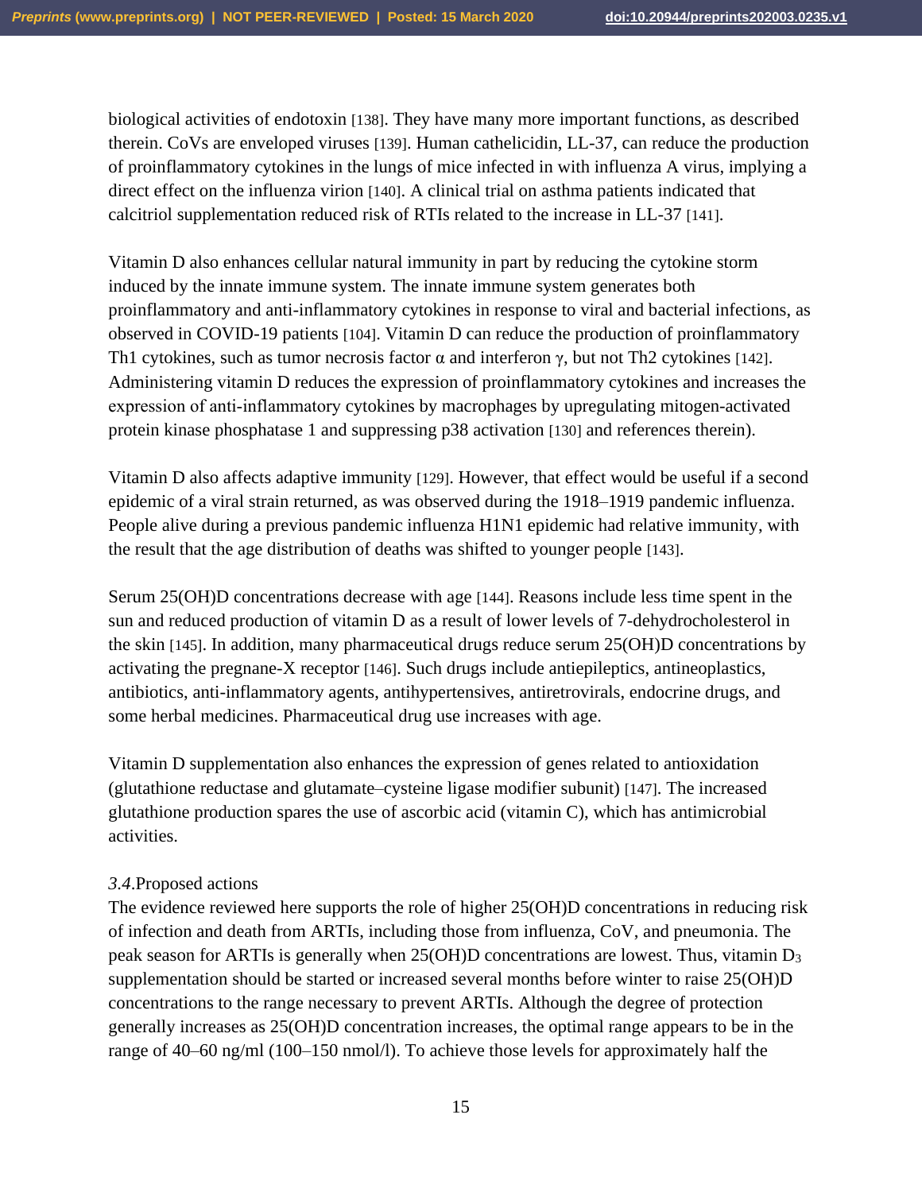biological activities of endotoxin [138]. They have many more important functions, as described therein. CoVs are enveloped viruses [139]. Human cathelicidin, LL-37, can reduce the production of proinflammatory cytokines in the lungs of mice infected in with influenza A virus, implying a direct effect on the influenza virion [140]. A clinical trial on asthma patients indicated that calcitriol supplementation reduced risk of RTIs related to the increase in LL-37 [141].

Vitamin D also enhances cellular natural immunity in part by reducing the cytokine storm induced by the innate immune system. The innate immune system generates both proinflammatory and anti-inflammatory cytokines in response to viral and bacterial infections, as observed in COVID-19 patients [104]. Vitamin D can reduce the production of proinflammatory Th1 cytokines, such as tumor necrosis factor α and interferon γ, but not Th2 cytokines [142]. Administering vitamin D reduces the expression of proinflammatory cytokines and increases the expression of anti-inflammatory cytokines by macrophages by upregulating mitogen-activated protein kinase phosphatase 1 and suppressing p38 activation [130] and references therein).

Vitamin D also affects adaptive immunity [129]. However, that effect would be useful if a second epidemic of a viral strain returned, as was observed during the 1918–1919 pandemic influenza. People alive during a previous pandemic influenza H1N1 epidemic had relative immunity, with the result that the age distribution of deaths was shifted to younger people [143].

Serum 25(OH)D concentrations decrease with age [144]. Reasons include less time spent in the sun and reduced production of vitamin D as a result of lower levels of 7-dehydrocholesterol in the skin [145]. In addition, many pharmaceutical drugs reduce serum 25(OH)D concentrations by activating the pregnane-X receptor [146]. Such drugs include antiepileptics, antineoplastics, antibiotics, anti-inflammatory agents, antihypertensives, antiretrovirals, endocrine drugs, and some herbal medicines. Pharmaceutical drug use increases with age.

Vitamin D supplementation also enhances the expression of genes related to antioxidation (glutathione reductase and glutamate–cysteine ligase modifier subunit) [147]. The increased glutathione production spares the use of ascorbic acid (vitamin C), which has antimicrobial activities.

### *3.4.* Proposed actions

The evidence reviewed here supports the role of higher 25(OH)D concentrations in reducing risk of infection and death from ARTIs, including those from influenza, CoV, and pneumonia. The peak season for ARTIs is generally when 25(OH)D concentrations are lowest. Thus, vitamin $D_3$ supplementation should be started or increased several months before winter to raise 25(OH)D concentrations to the range necessary to prevent ARTIs. Although the degree of protection generally increases as 25(OH)D concentration increases, the optimal range appears to be in the range of 40–60 ng/ml (100–150 nmol/l). To achieve those levels for approximately half the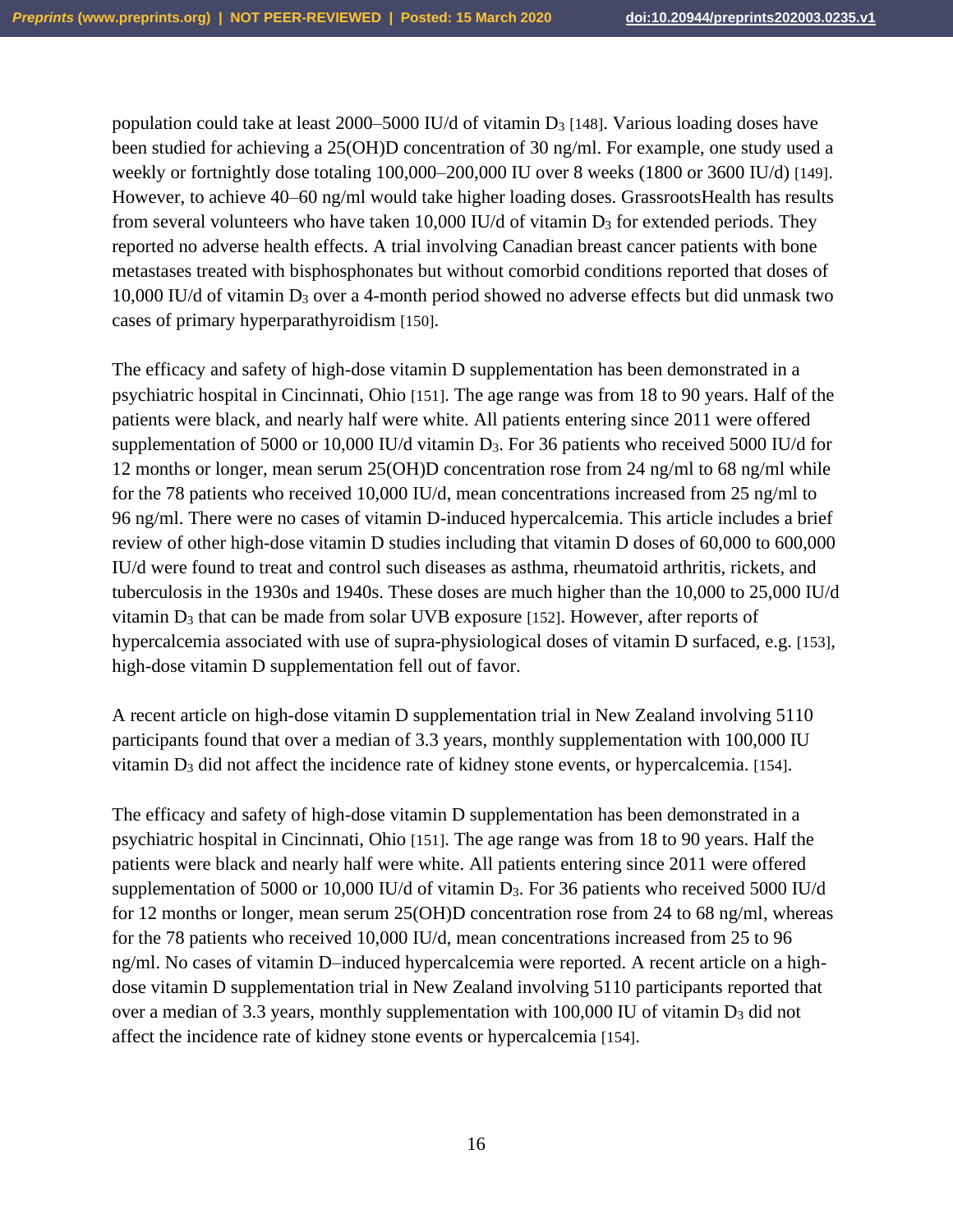population could take at least 2000–5000 IU/d of vitamin $D_3$ [148]. Various loading doses have been studied for achieving a 25(OH)D concentration of 30 ng/ml. For example, one study used a weekly or fortnightly dose totaling 100,000–200,000 IU over 8 weeks (1800 or 3600 IU/d) [149]. However, to achieve 40–60 ng/ml would take higher loading doses. GrassrootsHealth has results from several volunteers who have taken 10,000 IU/d of vitamin $D_3$ for extended periods. They reported no adverse health effects. A trial involving Canadian breast cancer patients with bone metastases treated with bisphosphonates but without comorbid conditions reported that doses of 10,000 IU/d of vitamin $D_3$ over a 4-month period showed no adverse effects but did unmask two cases of primary hyperparathyroidism [150].

The efficacy and safety of high-dose vitamin D supplementation has been demonstrated in a psychiatric hospital in Cincinnati, Ohio [151]. The age range was from 18 to 90 years. Half of the patients were black, and nearly half were white. All patients entering since 2011 were offered supplementation of 5000 or 10,000 IU/d vitamin $D_3$. For 36 patients who received 5000 IU/d for 12 months or longer, mean serum 25(OH)D concentration rose from 24 ng/ml to 68 ng/ml while for the 78 patients who received 10,000 IU/d, mean concentrations increased from 25 ng/ml to 96 ng/ml. There were no cases of vitamin D-induced hypercalcemia. This article includes a brief review of other high-dose vitamin D studies including that vitamin D doses of 60,000 to 600,000 IU/d were found to treat and control such diseases as asthma, rheumatoid arthritis, rickets, and tuberculosis in the 1930s and 1940s. These doses are much higher than the 10,000 to 25,000 IU/d vitamin $D_3$ that can be made from solar UVB exposure [152]. However, after reports of hypercalcemia associated with use of supra-physiological doses of vitamin D surfaced, e.g. [153], high-dose vitamin D supplementation fell out of favor.

A recent article on high-dose vitamin D supplementation trial in New Zealand involving 5110 participants found that over a median of 3.3 years, monthly supplementation with 100,000 IU vitamin $D_3$ did not affect the incidence rate of kidney stone events, or hypercalcemia. [154].

The efficacy and safety of high-dose vitamin D supplementation has been demonstrated in a psychiatric hospital in Cincinnati, Ohio [151]. The age range was from 18 to 90 years. Half the patients were black and nearly half were white. All patients entering since 2011 were offered supplementation of 5000 or 10,000 IU/d of vitamin $D_3$. For 36 patients who received 5000 IU/d for 12 months or longer, mean serum 25(OH)D concentration rose from 24 to 68 ng/ml, whereas for the 78 patients who received 10,000 IU/d, mean concentrations increased from 25 to 96 ng/ml. No cases of vitamin D–induced hypercalcemia were reported. A recent article on a high-dose vitamin D supplementation trial in New Zealand involving 5110 participants reported that over a median of 3.3 years, monthly supplementation with 100,000 IU of vitamin $D_3$ did not affect the incidence rate of kidney stone events or hypercalcemia [154].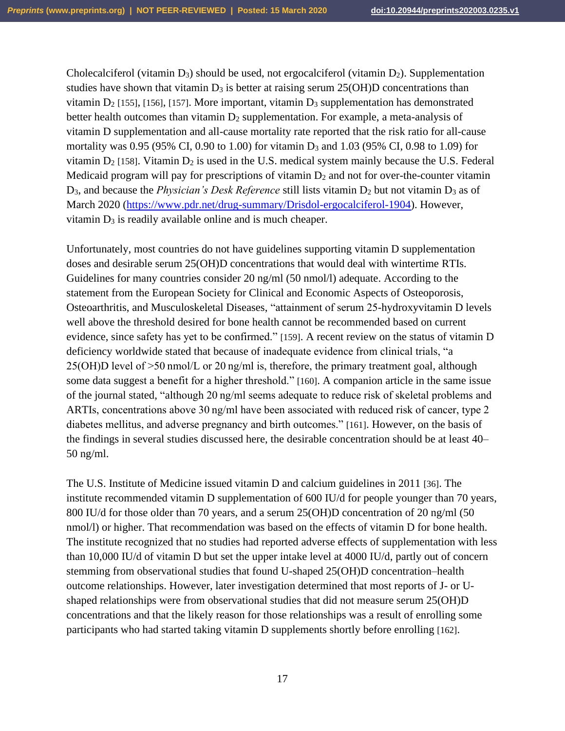Cholecalciferol (vitamin $D_3$) should be used, not ergocalciferol (vitamin $D_2$). Supplementation studies have shown that vitamin $D_3$ is better at raising serum 25(OH)D concentrations than vitamin $D_2$ [155], [156], [157]. More important, vitamin $D_3$ supplementation has demonstrated better health outcomes than vitamin $D_2$ supplementation. For example, a meta-analysis of vitamin D supplementation and all-cause mortality rate reported that the risk ratio for all-cause mortality was 0.95 (95% CI, 0.90 to 1.00) for vitamin $D_3$ and 1.03 (95% CI, 0.98 to 1.09) for vitamin $D_2$ [158]. Vitamin $D_2$ is used in the U.S. medical system mainly because the U.S. Federal Medicaid program will pay for prescriptions of vitamin $D_2$ and not for over-the-counter vitamin $D_3$, and because the *Physician's Desk Reference* still lists vitamin $D_2$ but not vitamin $D_3$ as of March 2020 (https://www.pdr.net/drug-summary/Drisdol-ergocalciferol-1904). However, vitamin $D_3$ is readily available online and is much cheaper.

Unfortunately, most countries do not have guidelines supporting vitamin D supplementation doses and desirable serum 25(OH)D concentrations that would deal with wintertime RTIs. Guidelines for many countries consider 20 ng/ml (50 nmol/l) adequate. According to the statement from the European Society for Clinical and Economic Aspects of Osteoporosis, Osteoarthritis, and Musculoskeletal Diseases, "attainment of serum 25-hydroxyvitamin D levels well above the threshold desired for bone health cannot be recommended based on current evidence, since safety has yet to be confirmed." [159]. A recent review on the status of vitamin D deficiency worldwide stated that because of inadequate evidence from clinical trials, "a 25(OH)D level of >50 nmol/L or 20 ng/ml is, therefore, the primary treatment goal, although some data suggest a benefit for a higher threshold." [160]. A companion article in the same issue of the journal stated, "although 20 ng/ml seems adequate to reduce risk of skeletal problems and ARTIs, concentrations above 30 ng/ml have been associated with reduced risk of cancer, type 2 diabetes mellitus, and adverse pregnancy and birth outcomes." [161]. However, on the basis of the findings in several studies discussed here, the desirable concentration should be at least 40–50 ng/ml.

The U.S. Institute of Medicine issued vitamin D and calcium guidelines in 2011 [36]. The institute recommended vitamin D supplementation of 600 IU/d for people younger than 70 years, 800 IU/d for those older than 70 years, and a serum 25(OH)D concentration of 20 ng/ml (50 nmol/l) or higher. That recommendation was based on the effects of vitamin D for bone health. The institute recognized that no studies had reported adverse effects of supplementation with less than 10,000 IU/d of vitamin D but set the upper intake level at 4000 IU/d, partly out of concern stemming from observational studies that found U-shaped 25(OH)D concentration–health outcome relationships. However, later investigation determined that most reports of J- or U-shaped relationships were from observational studies that did not measure serum 25(OH)D concentrations and that the likely reason for those relationships was a result of enrolling some participants who had started taking vitamin D supplements shortly before enrolling [162].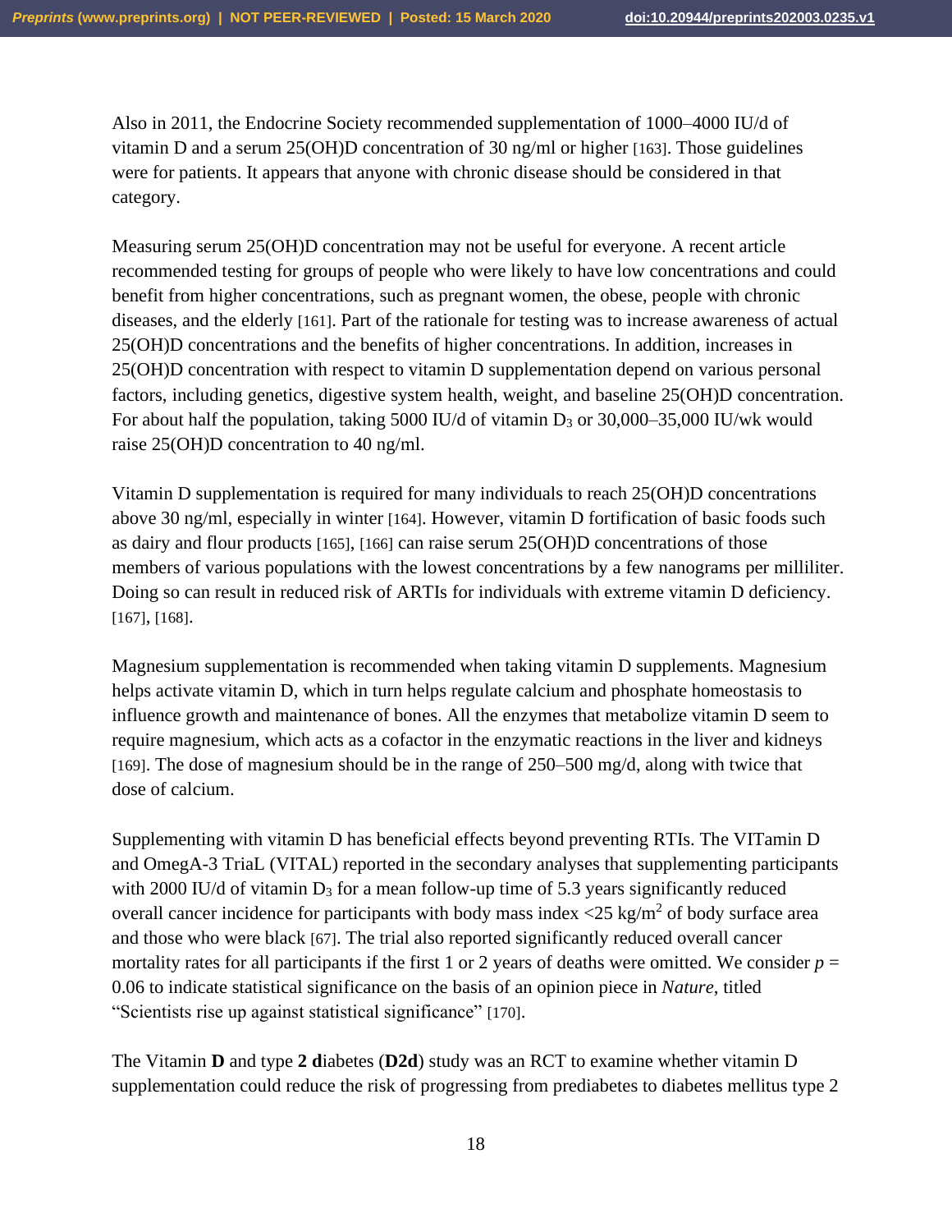Also in 2011, the Endocrine Society recommended supplementation of 1000–4000 IU/d of vitamin D and a serum 25(OH)D concentration of 30 ng/ml or higher [163]. Those guidelines were for patients. It appears that anyone with chronic disease should be considered in that category.

Measuring serum 25(OH)D concentration may not be useful for everyone. A recent article recommended testing for groups of people who were likely to have low concentrations and could benefit from higher concentrations, such as pregnant women, the obese, people with chronic diseases, and the elderly [161]. Part of the rationale for testing was to increase awareness of actual 25(OH)D concentrations and the benefits of higher concentrations. In addition, increases in 25(OH)D concentration with respect to vitamin D supplementation depend on various personal factors, including genetics, digestive system health, weight, and baseline 25(OH)D concentration. For about half the population, taking 5000 IU/d of vitamin $D_3$ or 30,000–35,000 IU/wk would raise 25(OH)D concentration to 40 ng/ml.

Vitamin D supplementation is required for many individuals to reach 25(OH)D concentrations above 30 ng/ml, especially in winter [164]. However, vitamin D fortification of basic foods such as dairy and flour products [165], [166] can raise serum 25(OH)D concentrations of those members of various populations with the lowest concentrations by a few nanograms per milliliter. Doing so can result in reduced risk of ARTIs for individuals with extreme vitamin D deficiency. [167], [168].

Magnesium supplementation is recommended when taking vitamin D supplements. Magnesium helps activate vitamin D, which in turn helps regulate calcium and phosphate homeostasis to influence growth and maintenance of bones. All the enzymes that metabolize vitamin D seem to require magnesium, which acts as a cofactor in the enzymatic reactions in the liver and kidneys [169]. The dose of magnesium should be in the range of 250–500 mg/d, along with twice that dose of calcium.

Supplementing with vitamin D has beneficial effects beyond preventing RTIs. The VITamin D and OmegA-3 TriaL (VITAL) reported in the secondary analyses that supplementing participants with 2000 IU/d of vitamin $D_3$ for a mean follow-up time of 5.3 years significantly reduced overall cancer incidence for participants with body mass index <25 kg/m$^2$ of body surface area and those who were black [67]. The trial also reported significantly reduced overall cancer mortality rates for all participants if the first 1 or 2 years of deaths were omitted. We consider $p$ = 0.06 to indicate statistical significance on the basis of an opinion piece in *Nature*, titled "Scientists rise up against statistical significance" [170].

The Vitamin **D** and type **2 d**iabetes (**D2d**) study was an RCT to examine whether vitamin D supplementation could reduce the risk of progressing from prediabetes to diabetes mellitus type 2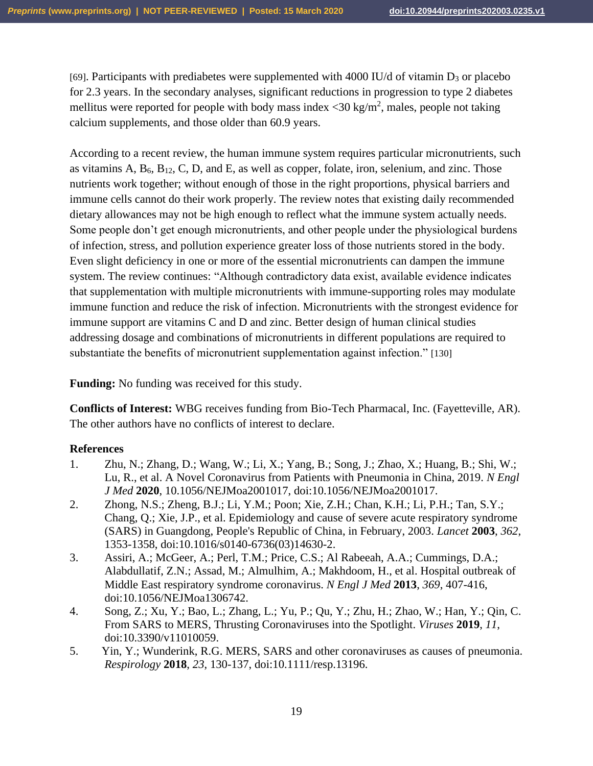[69]. Participants with prediabetes were supplemented with 4000 IU/d of vitamin $D_3$ or placebo for 2.3 years. In the secondary analyses, significant reductions in progression to type 2 diabetes mellitus were reported for people with body mass index <30 kg/m$^2$, males, people not taking calcium supplements, and those older than 60.9 years.

According to a recent review, the human immune system requires particular micronutrients, such as vitamins A, $B_6$, $B_{12}$, C, D, and E, as well as copper, folate, iron, selenium, and zinc. Those nutrients work together; without enough of those in the right proportions, physical barriers and immune cells cannot do their work properly. The review notes that existing daily recommended dietary allowances may not be high enough to reflect what the immune system actually needs. Some people don't get enough micronutrients, and other people under the physiological burdens of infection, stress, and pollution experience greater loss of those nutrients stored in the body. Even slight deficiency in one or more of the essential micronutrients can dampen the immune system. The review continues: "Although contradictory data exist, available evidence indicates that supplementation with multiple micronutrients with immune-supporting roles may modulate immune function and reduce the risk of infection. Micronutrients with the strongest evidence for immune support are vitamins C and D and zinc. Better design of human clinical studies addressing dosage and combinations of micronutrients in different populations are required to substantiate the benefits of micronutrient supplementation against infection." [130]

**Funding:** No funding was received for this study.

**Conflicts of Interest:** WBG receives funding from Bio-Tech Pharmacal, Inc. (Fayetteville, AR). The other authors have no conflicts of interest to declare.

**References**

1. Zhu, N.; Zhang, D.; Wang, W.; Li, X.; Yang, B.; Song, J.; Zhao, X.; Huang, B.; Shi, W.; Lu, R., et al. A Novel Coronavirus from Patients with Pneumonia in China, 2019. *N Engl J Med* **2020**, 10.1056/NEJMoa2001017, doi:10.1056/NEJMoa2001017.
2. Zhong, N.S.; Zheng, B.J.; Li, Y.M.; Poon; Xie, Z.H.; Chan, K.H.; Li, P.H.; Tan, S.Y.; Chang, Q.; Xie, J.P., et al. Epidemiology and cause of severe acute respiratory syndrome (SARS) in Guangdong, People's Republic of China, in February, 2003. *Lancet* **2003**, *362*, 1353-1358, doi:10.1016/s0140-6736(03)14630-2.
3. Assiri, A.; McGeer, A.; Perl, T.M.; Price, C.S.; Al Rabeeah, A.A.; Cummings, D.A.; Alabdullatif, Z.N.; Assad, M.; Almulhim, A.; Makhdoom, H., et al. Hospital outbreak of Middle East respiratory syndrome coronavirus. *N Engl J Med* **2013**, *369*, 407-416, doi:10.1056/NEJMoa1306742.
4. Song, Z.; Xu, Y.; Bao, L.; Zhang, L.; Yu, P.; Qu, Y.; Zhu, H.; Zhao, W.; Han, Y.; Qin, C. From SARS to MERS, Thrusting Coronaviruses into the Spotlight. *Viruses* **2019**, *11*, doi:10.3390/v11010059.
5. Yin, Y.; Wunderink, R.G. MERS, SARS and other coronaviruses as causes of pneumonia. *Respirology* **2018**, *23*, 130-137, doi:10.1111/resp.13196.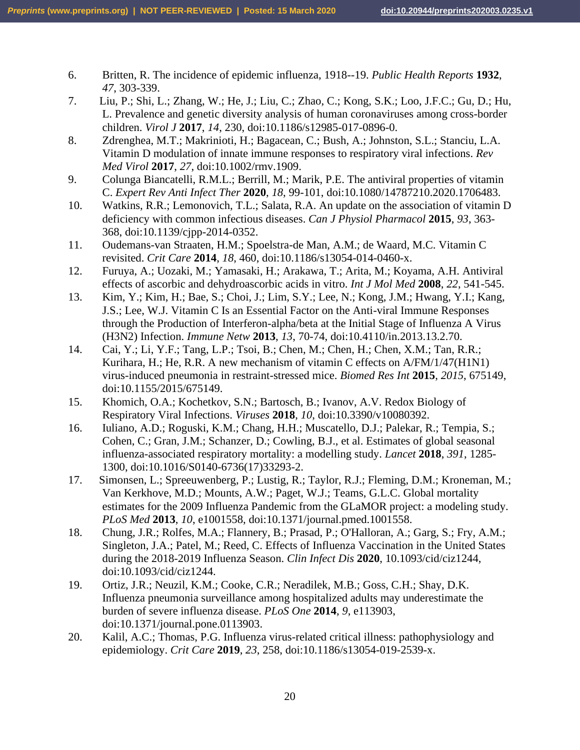6. Britten, R. The incidence of epidemic influenza, 1918--19. *Public Health Reports* **1932**, *47*, 303-339.
7. Liu, P.; Shi, L.; Zhang, W.; He, J.; Liu, C.; Zhao, C.; Kong, S.K.; Loo, J.F.C.; Gu, D.; Hu, L. Prevalence and genetic diversity analysis of human coronaviruses among cross-border children. *Virol J* **2017**, *14*, 230, doi:10.1186/s12985-017-0896-0.
8. Zdrenghea, M.T.; Makrinioti, H.; Bagacean, C.; Bush, A.; Johnston, S.L.; Stanciu, L.A. Vitamin D modulation of innate immune responses to respiratory viral infections. *Rev Med Virol* **2017**, *27*, doi:10.1002/rmv.1909.
9. Colunga Biancatelli, R.M.L.; Berrill, M.; Marik, P.E. The antiviral properties of vitamin C. *Expert Rev Anti Infect Ther* **2020**, *18*, 99-101, doi:10.1080/14787210.2020.1706483.
10. Watkins, R.R.; Lemonovich, T.L.; Salata, R.A. An update on the association of vitamin D deficiency with common infectious diseases. *Can J Physiol Pharmacol* **2015**, *93*, 363-368, doi:10.1139/cjpp-2014-0352.
11. Oudemans-van Straaten, H.M.; Spoelstra-de Man, A.M.; de Waard, M.C. Vitamin C revisited. *Crit Care* **2014**, *18*, 460, doi:10.1186/s13054-014-0460-x.
12. Furuya, A.; Uozaki, M.; Yamasaki, H.; Arakawa, T.; Arita, M.; Koyama, A.H. Antiviral effects of ascorbic and dehydroascorbic acids in vitro. *Int J Mol Med* **2008**, *22*, 541-545.
13. Kim, Y.; Kim, H.; Bae, S.; Choi, J.; Lim, S.Y.; Lee, N.; Kong, J.M.; Hwang, Y.I.; Kang, J.S.; Lee, W.J. Vitamin C Is an Essential Factor on the Anti-viral Immune Responses through the Production of Interferon-alpha/beta at the Initial Stage of Influenza A Virus (H3N2) Infection. *Immune Netw* **2013**, *13*, 70-74, doi:10.4110/in.2013.13.2.70.
14. Cai, Y.; Li, Y.F.; Tang, L.P.; Tsoi, B.; Chen, M.; Chen, H.; Chen, X.M.; Tan, R.R.; Kurihara, H.; He, R.R. A new mechanism of vitamin C effects on A/FM/1/47(H1N1) virus-induced pneumonia in restraint-stressed mice. *Biomed Res Int* **2015**, *2015*, 675149, doi:10.1155/2015/675149.
15. Khomich, O.A.; Kochetkov, S.N.; Bartosch, B.; Ivanov, A.V. Redox Biology of Respiratory Viral Infections. *Viruses* **2018**, *10*, doi:10.3390/v10080392.
16. Iuliano, A.D.; Roguski, K.M.; Chang, H.H.; Muscatello, D.J.; Palekar, R.; Tempia, S.; Cohen, C.; Gran, J.M.; Schanzer, D.; Cowling, B.J., et al. Estimates of global seasonal influenza-associated respiratory mortality: a modelling study. *Lancet* **2018**, *391*, 1285-1300, doi:10.1016/S0140-6736(17)33293-2.
17. Simonsen, L.; Spreeuwenberg, P.; Lustig, R.; Taylor, R.J.; Fleming, D.M.; Kroneman, M.; Van Kerkhove, M.D.; Mounts, A.W.; Paget, W.J.; Teams, G.L.C. Global mortality estimates for the 2009 Influenza Pandemic from the GLaMOR project: a modeling study. *PLoS Med* **2013**, *10*, e1001558, doi:10.1371/journal.pmed.1001558.
18. Chung, J.R.; Rolfes, M.A.; Flannery, B.; Prasad, P.; O'Halloran, A.; Garg, S.; Fry, A.M.; Singleton, J.A.; Patel, M.; Reed, C. Effects of Influenza Vaccination in the United States during the 2018-2019 Influenza Season. *Clin Infect Dis* **2020**, 10.1093/cid/ciz1244, doi:10.1093/cid/ciz1244.
19. Ortiz, J.R.; Neuzil, K.M.; Cooke, C.R.; Neradilek, M.B.; Goss, C.H.; Shay, D.K. Influenza pneumonia surveillance among hospitalized adults may underestimate the burden of severe influenza disease. *PLoS One* **2014**, *9*, e113903, doi:10.1371/journal.pone.0113903.
20. Kalil, A.C.; Thomas, P.G. Influenza virus-related critical illness: pathophysiology and epidemiology. *Crit Care* **2019**, *23*, 258, doi:10.1186/s13054-019-2539-x.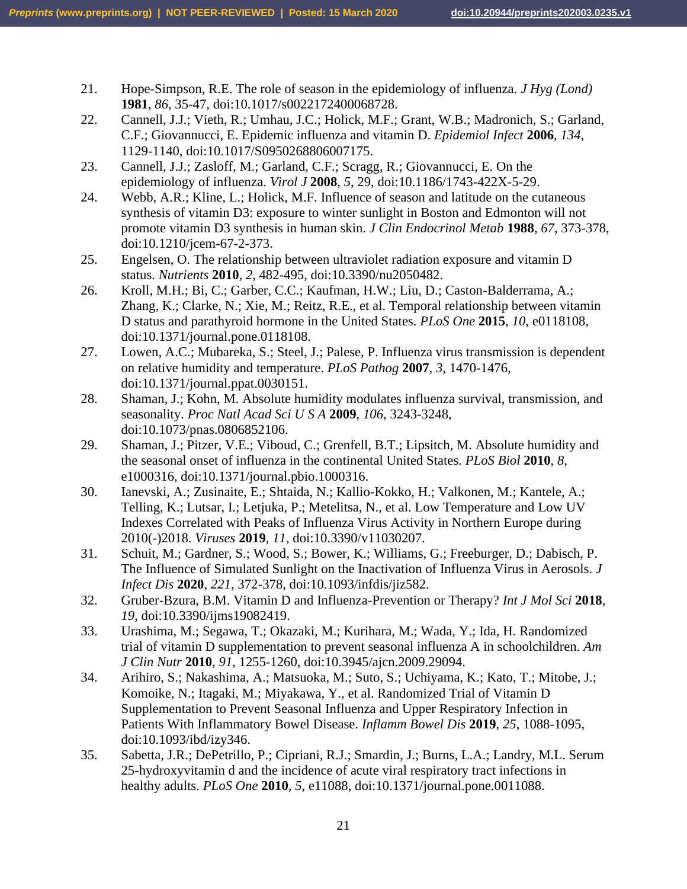21. Hope-Simpson, R.E. The role of season in the epidemiology of influenza. *J Hyg (Lond)* **1981**, *86*, 35-47, doi:10.1017/s0022172400068728.
22. Cannell, J.J.; Vieth, R.; Umhau, J.C.; Holick, M.F.; Grant, W.B.; Madronich, S.; Garland, C.F.; Giovannucci, E. Epidemic influenza and vitamin D. *Epidemiol Infect* **2006**, *134*, 1129-1140, doi:10.1017/S0950268806007175.
23. Cannell, J.J.; Zasloff, M.; Garland, C.F.; Scragg, R.; Giovannucci, E. On the epidemiology of influenza. *Virol J* **2008**, *5*, 29, doi:10.1186/1743-422X-5-29.
24. Webb, A.R.; Kline, L.; Holick, M.F. Influence of season and latitude on the cutaneous synthesis of vitamin D3: exposure to winter sunlight in Boston and Edmonton will not promote vitamin D3 synthesis in human skin. *J Clin Endocrinol Metab* **1988**, *67*, 373-378, doi:10.1210/jcem-67-2-373.
25. Engelsen, O. The relationship between ultraviolet radiation exposure and vitamin D status. *Nutrients* **2010**, *2*, 482-495, doi:10.3390/nu2050482.
26. Kroll, M.H.; Bi, C.; Garber, C.C.; Kaufman, H.W.; Liu, D.; Caston-Balderrama, A.; Zhang, K.; Clarke, N.; Xie, M.; Reitz, R.E., et al. Temporal relationship between vitamin D status and parathyroid hormone in the United States. *PLoS One* **2015**, *10*, e0118108, doi:10.1371/journal.pone.0118108.
27. Lowen, A.C.; Mubareka, S.; Steel, J.; Palese, P. Influenza virus transmission is dependent on relative humidity and temperature. *PLoS Pathog* **2007**, *3*, 1470-1476, doi:10.1371/journal.ppat.0030151.
28. Shaman, J.; Kohn, M. Absolute humidity modulates influenza survival, transmission, and seasonality. *Proc Natl Acad Sci U S A* **2009**, *106*, 3243-3248, doi:10.1073/pnas.0806852106.
29. Shaman, J.; Pitzer, V.E.; Viboud, C.; Grenfell, B.T.; Lipsitch, M. Absolute humidity and the seasonal onset of influenza in the continental United States. *PLoS Biol* **2010**, *8*, e1000316, doi:10.1371/journal.pbio.1000316.
30. Ianevski, A.; Zusinaite, E.; Shtaida, N.; Kallio-Kokko, H.; Valkonen, M.; Kantele, A.; Telling, K.; Lutsar, I.; Letjuka, P.; Metelitsa, N., et al. Low Temperature and Low UV Indexes Correlated with Peaks of Influenza Virus Activity in Northern Europe during 2010(-)2018. *Viruses* **2019**, *11*, doi:10.3390/v11030207.
31. Schuit, M.; Gardner, S.; Wood, S.; Bower, K.; Williams, G.; Freeburger, D.; Dabisch, P. The Influence of Simulated Sunlight on the Inactivation of Influenza Virus in Aerosols. *J Infect Dis* **2020**, *221*, 372-378, doi:10.1093/infdis/jiz582.
32. Gruber-Bzura, B.M. Vitamin D and Influenza-Prevention or Therapy? *Int J Mol Sci* **2018**, *19*, doi:10.3390/ijms19082419.
33. Urashima, M.; Segawa, T.; Okazaki, M.; Kurihara, M.; Wada, Y.; Ida, H. Randomized trial of vitamin D supplementation to prevent seasonal influenza A in schoolchildren. *Am J Clin Nutr* **2010**, *91*, 1255-1260, doi:10.3945/ajcn.2009.29094.
34. Arihiro, S.; Nakashima, A.; Matsuoka, M.; Suto, S.; Uchiyama, K.; Kato, T.; Mitobe, J.; Komoike, N.; Itagaki, M.; Miyakawa, Y., et al. Randomized Trial of Vitamin D Supplementation to Prevent Seasonal Influenza and Upper Respiratory Infection in Patients With Inflammatory Bowel Disease. *Inflamm Bowel Dis* **2019**, *25*, 1088-1095, doi:10.1093/ibd/izy346.
35. Sabetta, J.R.; DePetrillo, P.; Cipriani, R.J.; Smardin, J.; Burns, L.A.; Landry, M.L. Serum 25-hydroxyvitamin d and the incidence of acute viral respiratory tract infections in healthy adults. *PLoS One* **2010**, *5*, e11088, doi:10.1371/journal.pone.0011088.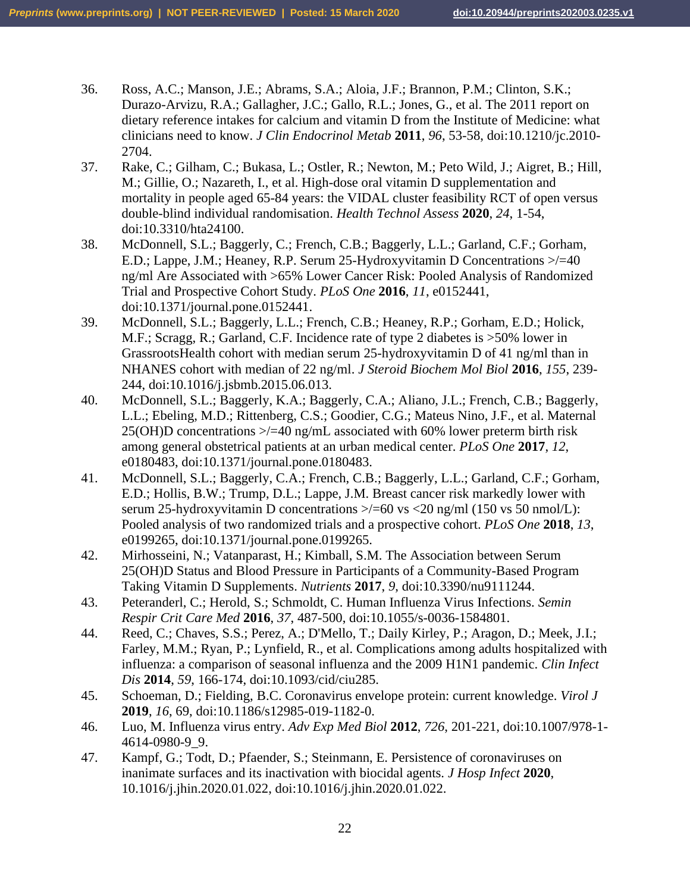36. Ross, A.C.; Manson, J.E.; Abrams, S.A.; Aloia, J.F.; Brannon, P.M.; Clinton, S.K.; Durazo-Arvizu, R.A.; Gallagher, J.C.; Gallo, R.L.; Jones, G., et al. The 2011 report on dietary reference intakes for calcium and vitamin D from the Institute of Medicine: what clinicians need to know. *J Clin Endocrinol Metab* **2011**, *96*, 53-58, doi:10.1210/jc.2010-2704.
37. Rake, C.; Gilham, C.; Bukasa, L.; Ostler, R.; Newton, M.; Peto Wild, J.; Aigret, B.; Hill, M.; Gillie, O.; Nazareth, I., et al. High-dose oral vitamin D supplementation and mortality in people aged 65-84 years: the VIDAL cluster feasibility RCT of open versus double-blind individual randomisation. *Health Technol Assess* **2020**, *24*, 1-54, doi:10.3310/hta24100.
38. McDonnell, S.L.; Baggerly, C.; French, C.B.; Baggerly, L.L.; Garland, C.F.; Gorham, E.D.; Lappe, J.M.; Heaney, R.P. Serum 25-Hydroxyvitamin D Concentrations >/=40 ng/ml Are Associated with >65% Lower Cancer Risk: Pooled Analysis of Randomized Trial and Prospective Cohort Study. *PLoS One* **2016**, *11*, e0152441, doi:10.1371/journal.pone.0152441.
39. McDonnell, S.L.; Baggerly, L.L.; French, C.B.; Heaney, R.P.; Gorham, E.D.; Holick, M.F.; Scragg, R.; Garland, C.F. Incidence rate of type 2 diabetes is >50% lower in GrassrootsHealth cohort with median serum 25-hydroxyvitamin D of 41 ng/ml than in NHANES cohort with median of 22 ng/ml. *J Steroid Biochem Mol Biol* **2016**, *155*, 239-244, doi:10.1016/j.jsbmb.2015.06.013.
40. McDonnell, S.L.; Baggerly, K.A.; Baggerly, C.A.; Aliano, J.L.; French, C.B.; Baggerly, L.L.; Ebeling, M.D.; Rittenberg, C.S.; Goodier, C.G.; Mateus Nino, J.F., et al. Maternal 25(OH)D concentrations >/=40 ng/mL associated with 60% lower preterm birth risk among general obstetrical patients at an urban medical center. *PLoS One* **2017**, *12*, e0180483, doi:10.1371/journal.pone.0180483.
41. McDonnell, S.L.; Baggerly, C.A.; French, C.B.; Baggerly, L.L.; Garland, C.F.; Gorham, E.D.; Hollis, B.W.; Trump, D.L.; Lappe, J.M. Breast cancer risk markedly lower with serum 25-hydroxyvitamin D concentrations >/=60 vs <20 ng/ml (150 vs 50 nmol/L): Pooled analysis of two randomized trials and a prospective cohort. *PLoS One* **2018**, *13*, e0199265, doi:10.1371/journal.pone.0199265.
42. Mirhosseini, N.; Vatanparast, H.; Kimball, S.M. The Association between Serum 25(OH)D Status and Blood Pressure in Participants of a Community-Based Program Taking Vitamin D Supplements. *Nutrients* **2017**, *9*, doi:10.3390/nu9111244.
43. Peteranderl, C.; Herold, S.; Schmoldt, C. Human Influenza Virus Infections. *Semin Respir Crit Care Med* **2016**, *37*, 487-500, doi:10.1055/s-0036-1584801.
44. Reed, C.; Chaves, S.S.; Perez, A.; D'Mello, T.; Daily Kirley, P.; Aragon, D.; Meek, J.I.; Farley, M.M.; Ryan, P.; Lynfield, R., et al. Complications among adults hospitalized with influenza: a comparison of seasonal influenza and the 2009 H1N1 pandemic. *Clin Infect Dis* **2014**, *59*, 166-174, doi:10.1093/cid/ciu285.
45. Schoeman, D.; Fielding, B.C. Coronavirus envelope protein: current knowledge. *Virol J* **2019**, *16*, 69, doi:10.1186/s12985-019-1182-0.
46. Luo, M. Influenza virus entry. *Adv Exp Med Biol* **2012**, *726*, 201-221, doi:10.1007/978-1-4614-0980-9_9.
47. Kampf, G.; Todt, D.; Pfaender, S.; Steinmann, E. Persistence of coronaviruses on inanimate surfaces and its inactivation with biocidal agents. *J Hosp Infect* **2020**, 10.1016/j.jhin.2020.01.022, doi:10.1016/j.jhin.2020.01.022.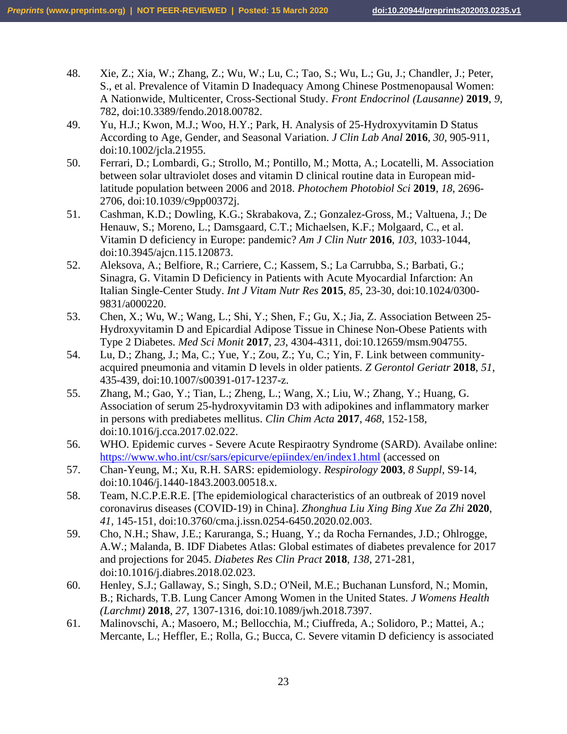48. Xie, Z.; Xia, W.; Zhang, Z.; Wu, W.; Lu, C.; Tao, S.; Wu, L.; Gu, J.; Chandler, J.; Peter, S., et al. Prevalence of Vitamin D Inadequacy Among Chinese Postmenopausal Women: A Nationwide, Multicenter, Cross-Sectional Study. *Front Endocrinol (Lausanne)* **2019**, *9*, 782, doi:10.3389/fendo.2018.00782.
49. Yu, H.J.; Kwon, M.J.; Woo, H.Y.; Park, H. Analysis of 25-Hydroxyvitamin D Status According to Age, Gender, and Seasonal Variation. *J Clin Lab Anal* **2016**, *30*, 905-911, doi:10.1002/jcla.21955.
50. Ferrari, D.; Lombardi, G.; Strollo, M.; Pontillo, M.; Motta, A.; Locatelli, M. Association between solar ultraviolet doses and vitamin D clinical routine data in European mid-latitude population between 2006 and 2018. *Photochem Photobiol Sci* **2019**, *18*, 2696-2706, doi:10.1039/c9pp00372j.
51. Cashman, K.D.; Dowling, K.G.; Skrabakova, Z.; Gonzalez-Gross, M.; Valtuena, J.; De Henauw, S.; Moreno, L.; Damsgaard, C.T.; Michaelsen, K.F.; Molgaard, C., et al. Vitamin D deficiency in Europe: pandemic? *Am J Clin Nutr* **2016**, *103*, 1033-1044, doi:10.3945/ajcn.115.120873.
52. Aleksova, A.; Belfiore, R.; Carriere, C.; Kassem, S.; La Carrubba, S.; Barbati, G.; Sinagra, G. Vitamin D Deficiency in Patients with Acute Myocardial Infarction: An Italian Single-Center Study. *Int J Vitam Nutr Res* **2015**, *85*, 23-30, doi:10.1024/0300-9831/a000220.
53. Chen, X.; Wu, W.; Wang, L.; Shi, Y.; Shen, F.; Gu, X.; Jia, Z. Association Between 25-Hydroxyvitamin D and Epicardial Adipose Tissue in Chinese Non-Obese Patients with Type 2 Diabetes. *Med Sci Monit* **2017**, *23*, 4304-4311, doi:10.12659/msm.904755.
54. Lu, D.; Zhang, J.; Ma, C.; Yue, Y.; Zou, Z.; Yu, C.; Yin, F. Link between community-acquired pneumonia and vitamin D levels in older patients. *Z Gerontol Geriatr* **2018**, *51*, 435-439, doi:10.1007/s00391-017-1237-z.
55. Zhang, M.; Gao, Y.; Tian, L.; Zheng, L.; Wang, X.; Liu, W.; Zhang, Y.; Huang, G. Association of serum 25-hydroxyvitamin D3 with adipokines and inflammatory marker in persons with prediabetes mellitus. *Clin Chim Acta* **2017**, *468*, 152-158, doi:10.1016/j.cca.2017.02.022.
56. WHO. Epidemic curves - Severe Acute Respiraotry Syndrome (SARD). Availabe online: https://www.who.int/csr/sars/epicurve/epiindex/en/index1.html (accessed on
57. Chan-Yeung, M.; Xu, R.H. SARS: epidemiology. *Respirology* **2003**, *8 Suppl*, S9-14, doi:10.1046/j.1440-1843.2003.00518.x.
58. Team, N.C.P.E.R.E. [The epidemiological characteristics of an outbreak of 2019 novel coronavirus diseases (COVID-19) in China]. *Zhonghua Liu Xing Bing Xue Za Zhi* **2020**, *41*, 145-151, doi:10.3760/cma.j.issn.0254-6450.2020.02.003.
59. Cho, N.H.; Shaw, J.E.; Karuranga, S.; Huang, Y.; da Rocha Fernandes, J.D.; Ohlrogge, A.W.; Malanda, B. IDF Diabetes Atlas: Global estimates of diabetes prevalence for 2017 and projections for 2045. *Diabetes Res Clin Pract* **2018**, *138*, 271-281, doi:10.1016/j.diabres.2018.02.023.
60. Henley, S.J.; Gallaway, S.; Singh, S.D.; O'Neil, M.E.; Buchanan Lunsford, N.; Momin, B.; Richards, T.B. Lung Cancer Among Women in the United States. *J Womens Health (Larchmt)* **2018**, *27*, 1307-1316, doi:10.1089/jwh.2018.7397.
61. Malinovschi, A.; Masoero, M.; Bellocchia, M.; Ciuffreda, A.; Solidoro, P.; Mattei, A.; Mercante, L.; Heffler, E.; Rolla, G.; Bucca, C. Severe vitamin D deficiency is associated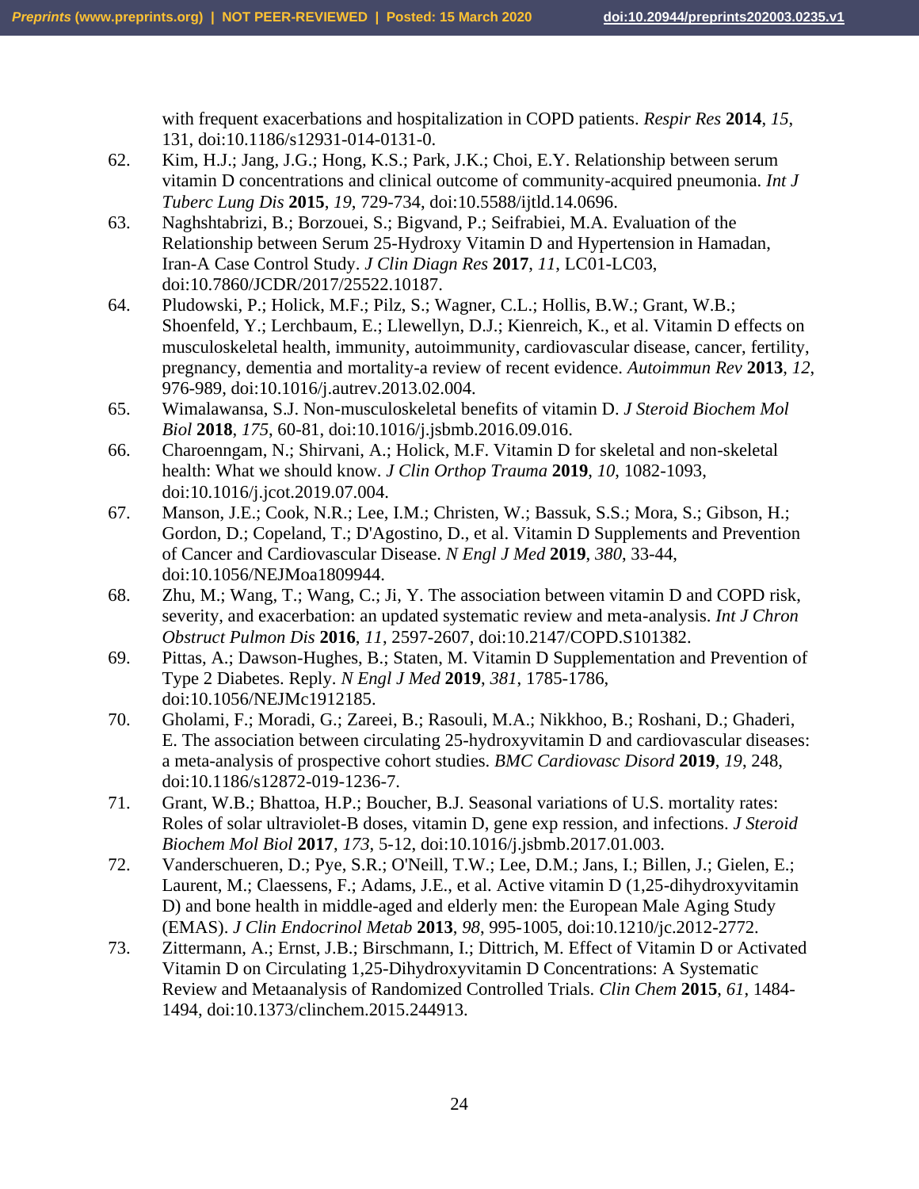with frequent exacerbations and hospitalization in COPD patients. *Respir Res* **2014**, *15*, 131, doi:10.1186/s12931-014-0131-0.

62. Kim, H.J.; Jang, J.G.; Hong, K.S.; Park, J.K.; Choi, E.Y. Relationship between serum vitamin D concentrations and clinical outcome of community-acquired pneumonia. *Int J Tuberc Lung Dis* **2015**, *19*, 729-734, doi:10.5588/ijtld.14.0696.
63. Naghshtabrizi, B.; Borzouei, S.; Bigvand, P.; Seifrabiei, M.A. Evaluation of the Relationship between Serum 25-Hydroxy Vitamin D and Hypertension in Hamadan, Iran-A Case Control Study. *J Clin Diagn Res* **2017**, *11*, LC01-LC03, doi:10.7860/JCDR/2017/25522.10187.
64. Pludowski, P.; Holick, M.F.; Pilz, S.; Wagner, C.L.; Hollis, B.W.; Grant, W.B.; Shoenfeld, Y.; Lerchbaum, E.; Llewellyn, D.J.; Kienreich, K., et al. Vitamin D effects on musculoskeletal health, immunity, autoimmunity, cardiovascular disease, cancer, fertility, pregnancy, dementia and mortality-a review of recent evidence. *Autoimmun Rev* **2013**, *12*, 976-989, doi:10.1016/j.autrev.2013.02.004.
65. Wimalawansa, S.J. Non-musculoskeletal benefits of vitamin D. *J Steroid Biochem Mol Biol* **2018**, *175*, 60-81, doi:10.1016/j.jsbmb.2016.09.016.
66. Charoenngam, N.; Shirvani, A.; Holick, M.F. Vitamin D for skeletal and non-skeletal health: What we should know. *J Clin Orthop Trauma* **2019**, *10*, 1082-1093, doi:10.1016/j.jcot.2019.07.004.
67. Manson, J.E.; Cook, N.R.; Lee, I.M.; Christen, W.; Bassuk, S.S.; Mora, S.; Gibson, H.; Gordon, D.; Copeland, T.; D'Agostino, D., et al. Vitamin D Supplements and Prevention of Cancer and Cardiovascular Disease. *N Engl J Med* **2019**, *380*, 33-44, doi:10.1056/NEJMoa1809944.
68. Zhu, M.; Wang, T.; Wang, C.; Ji, Y. The association between vitamin D and COPD risk, severity, and exacerbation: an updated systematic review and meta-analysis. *Int J Chron Obstruct Pulmon Dis* **2016**, *11*, 2597-2607, doi:10.2147/COPD.S101382.
69. Pittas, A.; Dawson-Hughes, B.; Staten, M. Vitamin D Supplementation and Prevention of Type 2 Diabetes. Reply. *N Engl J Med* **2019**, *381*, 1785-1786, doi:10.1056/NEJMc1912185.
70. Gholami, F.; Moradi, G.; Zareei, B.; Rasouli, M.A.; Nikkhoo, B.; Roshani, D.; Ghaderi, E. The association between circulating 25-hydroxyvitamin D and cardiovascular diseases: a meta-analysis of prospective cohort studies. *BMC Cardiovasc Disord* **2019**, *19*, 248, doi:10.1186/s12872-019-1236-7.
71. Grant, W.B.; Bhattoa, H.P.; Boucher, B.J. Seasonal variations of U.S. mortality rates: Roles of solar ultraviolet-B doses, vitamin D, gene exp ression, and infections. *J Steroid Biochem Mol Biol* **2017**, *173*, 5-12, doi:10.1016/j.jsbmb.2017.01.003.
72. Vanderschueren, D.; Pye, S.R.; O'Neill, T.W.; Lee, D.M.; Jans, I.; Billen, J.; Gielen, E.; Laurent, M.; Claessens, F.; Adams, J.E., et al. Active vitamin D (1,25-dihydroxyvitamin D) and bone health in middle-aged and elderly men: the European Male Aging Study (EMAS). *J Clin Endocrinol Metab* **2013**, *98*, 995-1005, doi:10.1210/jc.2012-2772.
73. Zittermann, A.; Ernst, J.B.; Birschmann, I.; Dittrich, M. Effect of Vitamin D or Activated Vitamin D on Circulating 1,25-Dihydroxyvitamin D Concentrations: A Systematic Review and Metaanalysis of Randomized Controlled Trials. *Clin Chem* **2015**, *61*, 1484-1494, doi:10.1373/clinchem.2015.244913.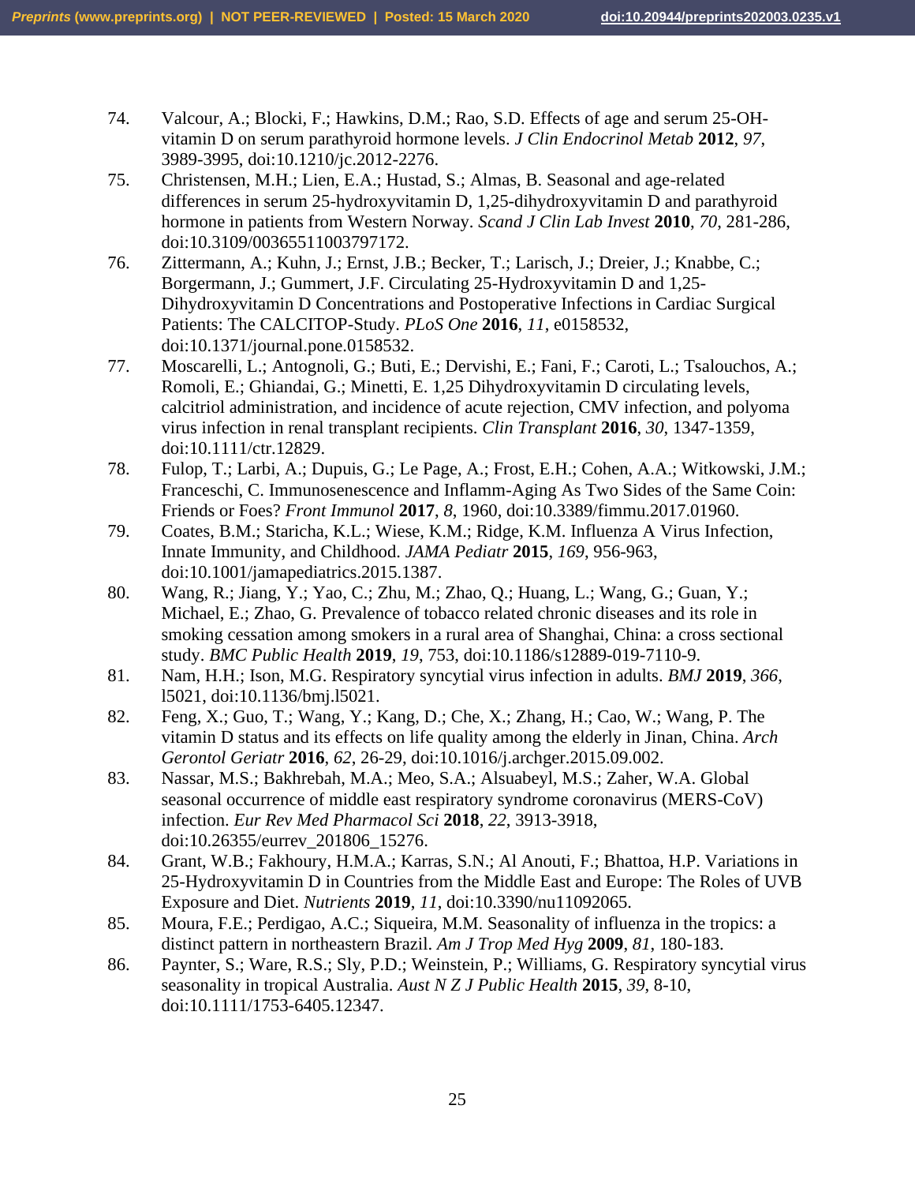74. Valcour, A.; Blocki, F.; Hawkins, D.M.; Rao, S.D. Effects of age and serum 25-OH-vitamin D on serum parathyroid hormone levels. *J Clin Endocrinol Metab* **2012**, *97*, 3989-3995, doi:10.1210/jc.2012-2276.
75. Christensen, M.H.; Lien, E.A.; Hustad, S.; Almas, B. Seasonal and age-related differences in serum 25-hydroxyvitamin D, 1,25-dihydroxyvitamin D and parathyroid hormone in patients from Western Norway. *Scand J Clin Lab Invest* **2010**, *70*, 281-286, doi:10.3109/00365511003797172.
76. Zittermann, A.; Kuhn, J.; Ernst, J.B.; Becker, T.; Larisch, J.; Dreier, J.; Knabbe, C.; Borgermann, J.; Gummert, J.F. Circulating 25-Hydroxyvitamin D and 1,25-Dihydroxyvitamin D Concentrations and Postoperative Infections in Cardiac Surgical Patients: The CALCITOP-Study. *PLoS One* **2016**, *11*, e0158532, doi:10.1371/journal.pone.0158532.
77. Moscarelli, L.; Antognoli, G.; Buti, E.; Dervishi, E.; Fani, F.; Caroti, L.; Tsalouchos, A.; Romoli, E.; Ghiandai, G.; Minetti, E. 1,25 Dihydroxyvitamin D circulating levels, calcitriol administration, and incidence of acute rejection, CMV infection, and polyoma virus infection in renal transplant recipients. *Clin Transplant* **2016**, *30*, 1347-1359, doi:10.1111/ctr.12829.
78. Fulop, T.; Larbi, A.; Dupuis, G.; Le Page, A.; Frost, E.H.; Cohen, A.A.; Witkowski, J.M.; Franceschi, C. Immunosenescence and Inflamm-Aging As Two Sides of the Same Coin: Friends or Foes? *Front Immunol* **2017**, *8*, 1960, doi:10.3389/fimmu.2017.01960.
79. Coates, B.M.; Staricha, K.L.; Wiese, K.M.; Ridge, K.M. Influenza A Virus Infection, Innate Immunity, and Childhood. *JAMA Pediatr* **2015**, *169*, 956-963, doi:10.1001/jamapediatrics.2015.1387.
80. Wang, R.; Jiang, Y.; Yao, C.; Zhu, M.; Zhao, Q.; Huang, L.; Wang, G.; Guan, Y.; Michael, E.; Zhao, G. Prevalence of tobacco related chronic diseases and its role in smoking cessation among smokers in a rural area of Shanghai, China: a cross sectional study. *BMC Public Health* **2019**, *19*, 753, doi:10.1186/s12889-019-7110-9.
81. Nam, H.H.; Ison, M.G. Respiratory syncytial virus infection in adults. *BMJ* **2019**, *366*, l5021, doi:10.1136/bmj.l5021.
82. Feng, X.; Guo, T.; Wang, Y.; Kang, D.; Che, X.; Zhang, H.; Cao, W.; Wang, P. The vitamin D status and its effects on life quality among the elderly in Jinan, China. *Arch Gerontol Geriatr* **2016**, *62*, 26-29, doi:10.1016/j.archger.2015.09.002.
83. Nassar, M.S.; Bakhrebah, M.A.; Meo, S.A.; Alsuabeyl, M.S.; Zaher, W.A. Global seasonal occurrence of middle east respiratory syndrome coronavirus (MERS-CoV) infection. *Eur Rev Med Pharmacol Sci* **2018**, *22*, 3913-3918, doi:10.26355/eurrev_201806_15276.
84. Grant, W.B.; Fakhoury, H.M.A.; Karras, S.N.; Al Anouti, F.; Bhattoa, H.P. Variations in 25-Hydroxyvitamin D in Countries from the Middle East and Europe: The Roles of UVB Exposure and Diet. *Nutrients* **2019**, *11*, doi:10.3390/nu11092065.
85. Moura, F.E.; Perdigao, A.C.; Siqueira, M.M. Seasonality of influenza in the tropics: a distinct pattern in northeastern Brazil. *Am J Trop Med Hyg* **2009**, *81*, 180-183.
86. Paynter, S.; Ware, R.S.; Sly, P.D.; Weinstein, P.; Williams, G. Respiratory syncytial virus seasonality in tropical Australia. *Aust N Z J Public Health* **2015**, *39*, 8-10, doi:10.1111/1753-6405.12347.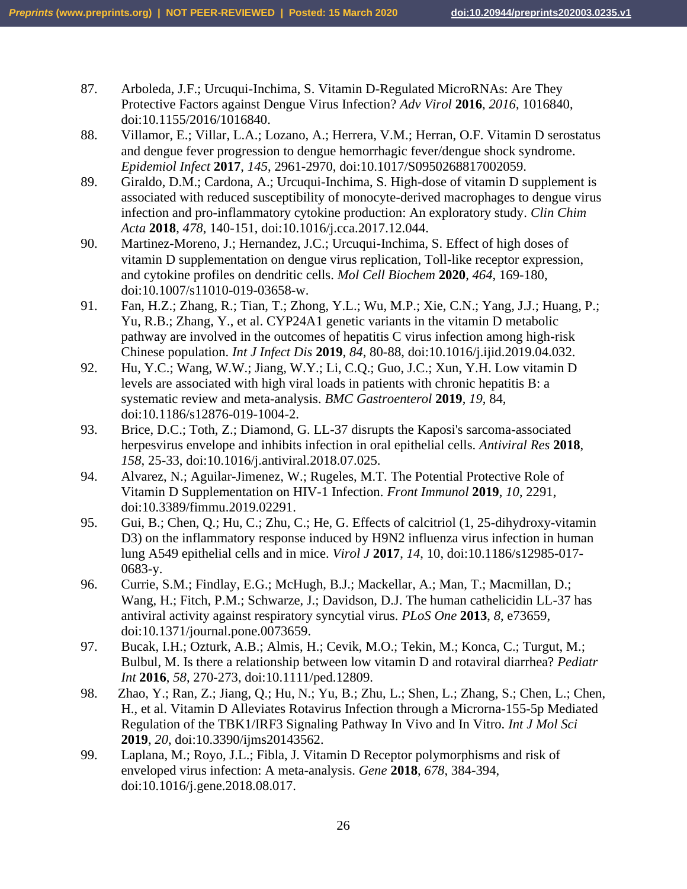87. Arboleda, J.F.; Urcuqui-Inchima, S. Vitamin D-Regulated MicroRNAs: Are They Protective Factors against Dengue Virus Infection? *Adv Virol* **2016**, *2016*, 1016840, doi:10.1155/2016/1016840.
88. Villamor, E.; Villar, L.A.; Lozano, A.; Herrera, V.M.; Herran, O.F. Vitamin D serostatus and dengue fever progression to dengue hemorrhagic fever/dengue shock syndrome. *Epidemiol Infect* **2017**, *145*, 2961-2970, doi:10.1017/S0950268817002059.
89. Giraldo, D.M.; Cardona, A.; Urcuqui-Inchima, S. High-dose of vitamin D supplement is associated with reduced susceptibility of monocyte-derived macrophages to dengue virus infection and pro-inflammatory cytokine production: An exploratory study. *Clin Chim Acta* **2018**, *478*, 140-151, doi:10.1016/j.cca.2017.12.044.
90. Martinez-Moreno, J.; Hernandez, J.C.; Urcuqui-Inchima, S. Effect of high doses of vitamin D supplementation on dengue virus replication, Toll-like receptor expression, and cytokine profiles on dendritic cells. *Mol Cell Biochem* **2020**, *464*, 169-180, doi:10.1007/s11010-019-03658-w.
91. Fan, H.Z.; Zhang, R.; Tian, T.; Zhong, Y.L.; Wu, M.P.; Xie, C.N.; Yang, J.J.; Huang, P.; Yu, R.B.; Zhang, Y., et al. CYP24A1 genetic variants in the vitamin D metabolic pathway are involved in the outcomes of hepatitis C virus infection among high-risk Chinese population. *Int J Infect Dis* **2019**, *84*, 80-88, doi:10.1016/j.ijid.2019.04.032.
92. Hu, Y.C.; Wang, W.W.; Jiang, W.Y.; Li, C.Q.; Guo, J.C.; Xun, Y.H. Low vitamin D levels are associated with high viral loads in patients with chronic hepatitis B: a systematic review and meta-analysis. *BMC Gastroenterol* **2019**, *19*, 84, doi:10.1186/s12876-019-1004-2.
93. Brice, D.C.; Toth, Z.; Diamond, G. LL-37 disrupts the Kaposi's sarcoma-associated herpesvirus envelope and inhibits infection in oral epithelial cells. *Antiviral Res* **2018**, *158*, 25-33, doi:10.1016/j.antiviral.2018.07.025.
94. Alvarez, N.; Aguilar-Jimenez, W.; Rugeles, M.T. The Potential Protective Role of Vitamin D Supplementation on HIV-1 Infection. *Front Immunol* **2019**, *10*, 2291, doi:10.3389/fimmu.2019.02291.
95. Gui, B.; Chen, Q.; Hu, C.; Zhu, C.; He, G. Effects of calcitriol (1, 25-dihydroxy-vitamin D3) on the inflammatory response induced by H9N2 influenza virus infection in human lung A549 epithelial cells and in mice. *Virol J* **2017**, *14*, 10, doi:10.1186/s12985-017-0683-y.
96. Currie, S.M.; Findlay, E.G.; McHugh, B.J.; Mackellar, A.; Man, T.; Macmillan, D.; Wang, H.; Fitch, P.M.; Schwarze, J.; Davidson, D.J. The human cathelicidin LL-37 has antiviral activity against respiratory syncytial virus. *PLoS One* **2013**, *8*, e73659, doi:10.1371/journal.pone.0073659.
97. Bucak, I.H.; Ozturk, A.B.; Almis, H.; Cevik, M.O.; Tekin, M.; Konca, C.; Turgut, M.; Bulbul, M. Is there a relationship between low vitamin D and rotaviral diarrhea? *Pediatr Int* **2016**, *58*, 270-273, doi:10.1111/ped.12809.
98. Zhao, Y.; Ran, Z.; Jiang, Q.; Hu, N.; Yu, B.; Zhu, L.; Shen, L.; Zhang, S.; Chen, L.; Chen, H., et al. Vitamin D Alleviates Rotavirus Infection through a Microrna-155-5p Mediated Regulation of the TBK1/IRF3 Signaling Pathway In Vivo and In Vitro. *Int J Mol Sci* **2019**, *20*, doi:10.3390/ijms20143562.
99. Laplana, M.; Royo, J.L.; Fibla, J. Vitamin D Receptor polymorphisms and risk of enveloped virus infection: A meta-analysis. *Gene* **2018**, *678*, 384-394, doi:10.1016/j.gene.2018.08.017.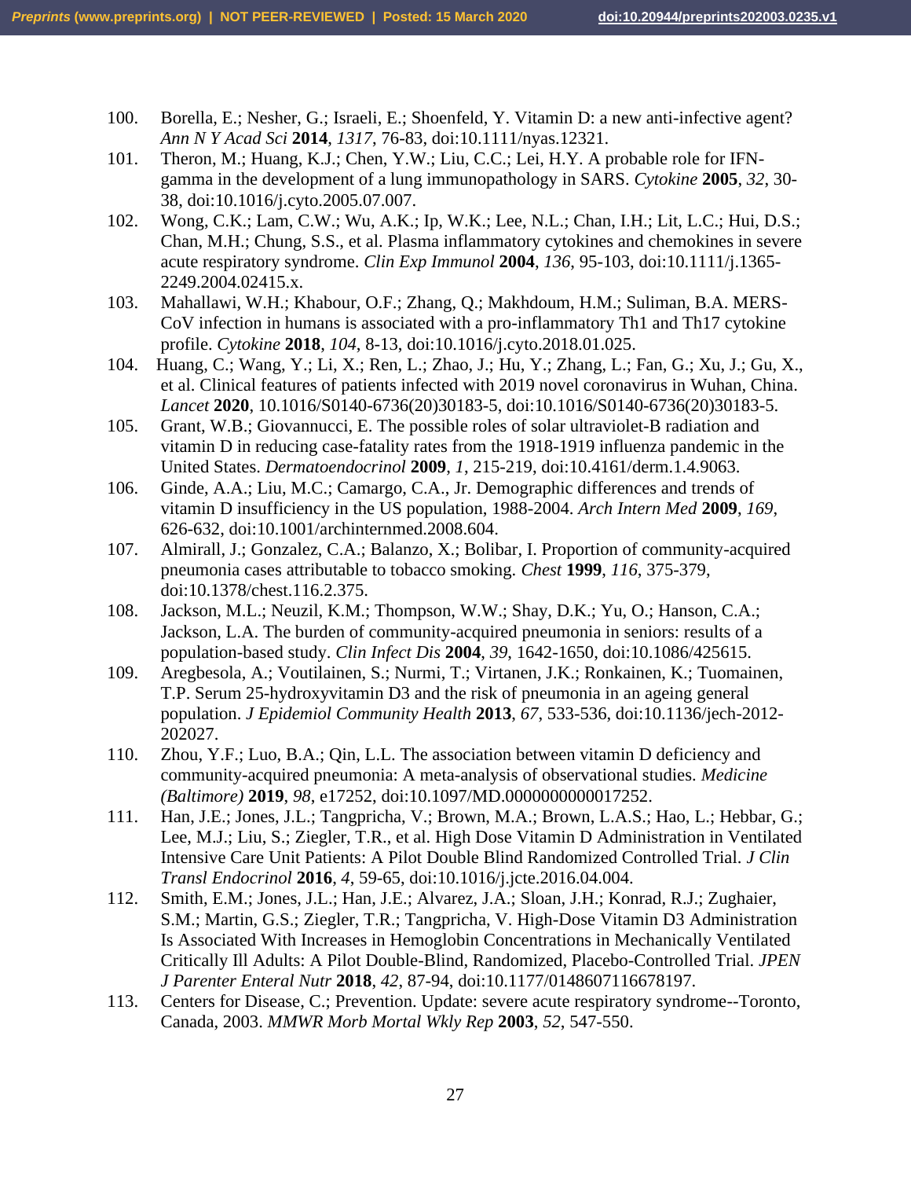100. Borella, E.; Nesher, G.; Israeli, E.; Shoenfeld, Y. Vitamin D: a new anti-infective agent? *Ann N Y Acad Sci* **2014**, *1317*, 76-83, doi:10.1111/nyas.12321.
101. Theron, M.; Huang, K.J.; Chen, Y.W.; Liu, C.C.; Lei, H.Y. A probable role for IFN-gamma in the development of a lung immunopathology in SARS. *Cytokine* **2005**, *32*, 30-38, doi:10.1016/j.cyto.2005.07.007.
102. Wong, C.K.; Lam, C.W.; Wu, A.K.; Ip, W.K.; Lee, N.L.; Chan, I.H.; Lit, L.C.; Hui, D.S.; Chan, M.H.; Chung, S.S., et al. Plasma inflammatory cytokines and chemokines in severe acute respiratory syndrome. *Clin Exp Immunol* **2004**, *136*, 95-103, doi:10.1111/j.1365-2249.2004.02415.x.
103. Mahallawi, W.H.; Khabour, O.F.; Zhang, Q.; Makhdoum, H.M.; Suliman, B.A. MERS-CoV infection in humans is associated with a pro-inflammatory Th1 and Th17 cytokine profile. *Cytokine* **2018**, *104*, 8-13, doi:10.1016/j.cyto.2018.01.025.
104. Huang, C.; Wang, Y.; Li, X.; Ren, L.; Zhao, J.; Hu, Y.; Zhang, L.; Fan, G.; Xu, J.; Gu, X., et al. Clinical features of patients infected with 2019 novel coronavirus in Wuhan, China. *Lancet* **2020**, 10.1016/S0140-6736(20)30183-5, doi:10.1016/S0140-6736(20)30183-5.
105. Grant, W.B.; Giovannucci, E. The possible roles of solar ultraviolet-B radiation and vitamin D in reducing case-fatality rates from the 1918-1919 influenza pandemic in the United States. *Dermatoendocrinol* **2009**, *1*, 215-219, doi:10.4161/derm.1.4.9063.
106. Ginde, A.A.; Liu, M.C.; Camargo, C.A., Jr. Demographic differences and trends of vitamin D insufficiency in the US population, 1988-2004. *Arch Intern Med* **2009**, *169*, 626-632, doi:10.1001/archinternmed.2008.604.
107. Almirall, J.; Gonzalez, C.A.; Balanzo, X.; Bolibar, I. Proportion of community-acquired pneumonia cases attributable to tobacco smoking. *Chest* **1999**, *116*, 375-379, doi:10.1378/chest.116.2.375.
108. Jackson, M.L.; Neuzil, K.M.; Thompson, W.W.; Shay, D.K.; Yu, O.; Hanson, C.A.; Jackson, L.A. The burden of community-acquired pneumonia in seniors: results of a population-based study. *Clin Infect Dis* **2004**, *39*, 1642-1650, doi:10.1086/425615.
109. Aregbesola, A.; Voutilainen, S.; Nurmi, T.; Virtanen, J.K.; Ronkainen, K.; Tuomainen, T.P. Serum 25-hydroxyvitamin D3 and the risk of pneumonia in an ageing general population. *J Epidemiol Community Health* **2013**, *67*, 533-536, doi:10.1136/jech-2012-202027.
110. Zhou, Y.F.; Luo, B.A.; Qin, L.L. The association between vitamin D deficiency and community-acquired pneumonia: A meta-analysis of observational studies. *Medicine (Baltimore)* **2019**, *98*, e17252, doi:10.1097/MD.0000000000017252.
111. Han, J.E.; Jones, J.L.; Tangpricha, V.; Brown, M.A.; Brown, L.A.S.; Hao, L.; Hebbar, G.; Lee, M.J.; Liu, S.; Ziegler, T.R., et al. High Dose Vitamin D Administration in Ventilated Intensive Care Unit Patients: A Pilot Double Blind Randomized Controlled Trial. *J Clin Transl Endocrinol* **2016**, *4*, 59-65, doi:10.1016/j.jcte.2016.04.004.
112. Smith, E.M.; Jones, J.L.; Han, J.E.; Alvarez, J.A.; Sloan, J.H.; Konrad, R.J.; Zughaier, S.M.; Martin, G.S.; Ziegler, T.R.; Tangpricha, V. High-Dose Vitamin D3 Administration Is Associated With Increases in Hemoglobin Concentrations in Mechanically Ventilated Critically Ill Adults: A Pilot Double-Blind, Randomized, Placebo-Controlled Trial. *JPEN J Parenter Enteral Nutr* **2018**, *42*, 87-94, doi:10.1177/0148607116678197.
113. Centers for Disease, C.; Prevention. Update: severe acute respiratory syndrome--Toronto, Canada, 2003. *MMWR Morb Mortal Wkly Rep* **2003**, *52*, 547-550.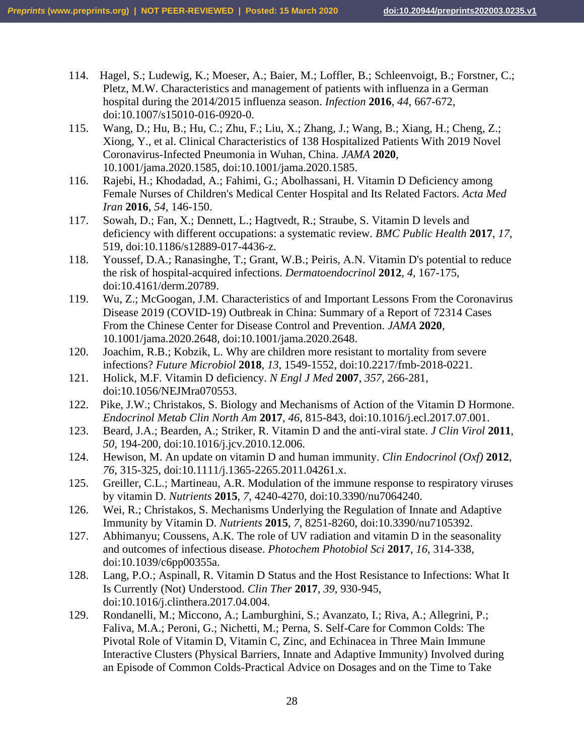114. Hagel, S.; Ludewig, K.; Moeser, A.; Baier, M.; Loffler, B.; Schleenvoigt, B.; Forstner, C.; Pletz, M.W. Characteristics and management of patients with influenza in a German hospital during the 2014/2015 influenza season. *Infection* **2016**, *44*, 667-672, doi:10.1007/s15010-016-0920-0.
115. Wang, D.; Hu, B.; Hu, C.; Zhu, F.; Liu, X.; Zhang, J.; Wang, B.; Xiang, H.; Cheng, Z.; Xiong, Y., et al. Clinical Characteristics of 138 Hospitalized Patients With 2019 Novel Coronavirus-Infected Pneumonia in Wuhan, China. *JAMA* **2020**, 10.1001/jama.2020.1585, doi:10.1001/jama.2020.1585.
116. Rajebi, H.; Khodadad, A.; Fahimi, G.; Abolhassani, H. Vitamin D Deficiency among Female Nurses of Children's Medical Center Hospital and Its Related Factors. *Acta Med Iran* **2016**, *54*, 146-150.
117. Sowah, D.; Fan, X.; Dennett, L.; Hagtvedt, R.; Straube, S. Vitamin D levels and deficiency with different occupations: a systematic review. *BMC Public Health* **2017**, *17*, 519, doi:10.1186/s12889-017-4436-z.
118. Youssef, D.A.; Ranasinghe, T.; Grant, W.B.; Peiris, A.N. Vitamin D's potential to reduce the risk of hospital-acquired infections. *Dermatoendocrinol* **2012**, *4*, 167-175, doi:10.4161/derm.20789.
119. Wu, Z.; McGoogan, J.M. Characteristics of and Important Lessons From the Coronavirus Disease 2019 (COVID-19) Outbreak in China: Summary of a Report of 72314 Cases From the Chinese Center for Disease Control and Prevention. *JAMA* **2020**, 10.1001/jama.2020.2648, doi:10.1001/jama.2020.2648.
120. Joachim, R.B.; Kobzik, L. Why are children more resistant to mortality from severe infections? *Future Microbiol* **2018**, *13*, 1549-1552, doi:10.2217/fmb-2018-0221.
121. Holick, M.F. Vitamin D deficiency. *N Engl J Med* **2007**, *357*, 266-281, doi:10.1056/NEJMra070553.
122. Pike, J.W.; Christakos, S. Biology and Mechanisms of Action of the Vitamin D Hormone. *Endocrinol Metab Clin North Am* **2017**, *46*, 815-843, doi:10.1016/j.ecl.2017.07.001.
123. Beard, J.A.; Bearden, A.; Striker, R. Vitamin D and the anti-viral state. *J Clin Virol* **2011**, *50*, 194-200, doi:10.1016/j.jcv.2010.12.006.
124. Hewison, M. An update on vitamin D and human immunity. *Clin Endocrinol (Oxf)* **2012**, *76*, 315-325, doi:10.1111/j.1365-2265.2011.04261.x.
125. Greiller, C.L.; Martineau, A.R. Modulation of the immune response to respiratory viruses by vitamin D. *Nutrients* **2015**, *7*, 4240-4270, doi:10.3390/nu7064240.
126. Wei, R.; Christakos, S. Mechanisms Underlying the Regulation of Innate and Adaptive Immunity by Vitamin D. *Nutrients* **2015**, *7*, 8251-8260, doi:10.3390/nu7105392.
127. Abhimanyu; Coussens, A.K. The role of UV radiation and vitamin D in the seasonality and outcomes of infectious disease. *Photochem Photobiol Sci* **2017**, *16*, 314-338, doi:10.1039/c6pp00355a.
128. Lang, P.O.; Aspinall, R. Vitamin D Status and the Host Resistance to Infections: What It Is Currently (Not) Understood. *Clin Ther* **2017**, *39*, 930-945, doi:10.1016/j.clinthera.2017.04.004.
129. Rondanelli, M.; Miccono, A.; Lamburghini, S.; Avanzato, I.; Riva, A.; Allegrini, P.; Faliva, M.A.; Peroni, G.; Nichetti, M.; Perna, S. Self-Care for Common Colds: The Pivotal Role of Vitamin D, Vitamin C, Zinc, and Echinacea in Three Main Immune Interactive Clusters (Physical Barriers, Innate and Adaptive Immunity) Involved during an Episode of Common Colds-Practical Advice on Dosages and on the Time to Take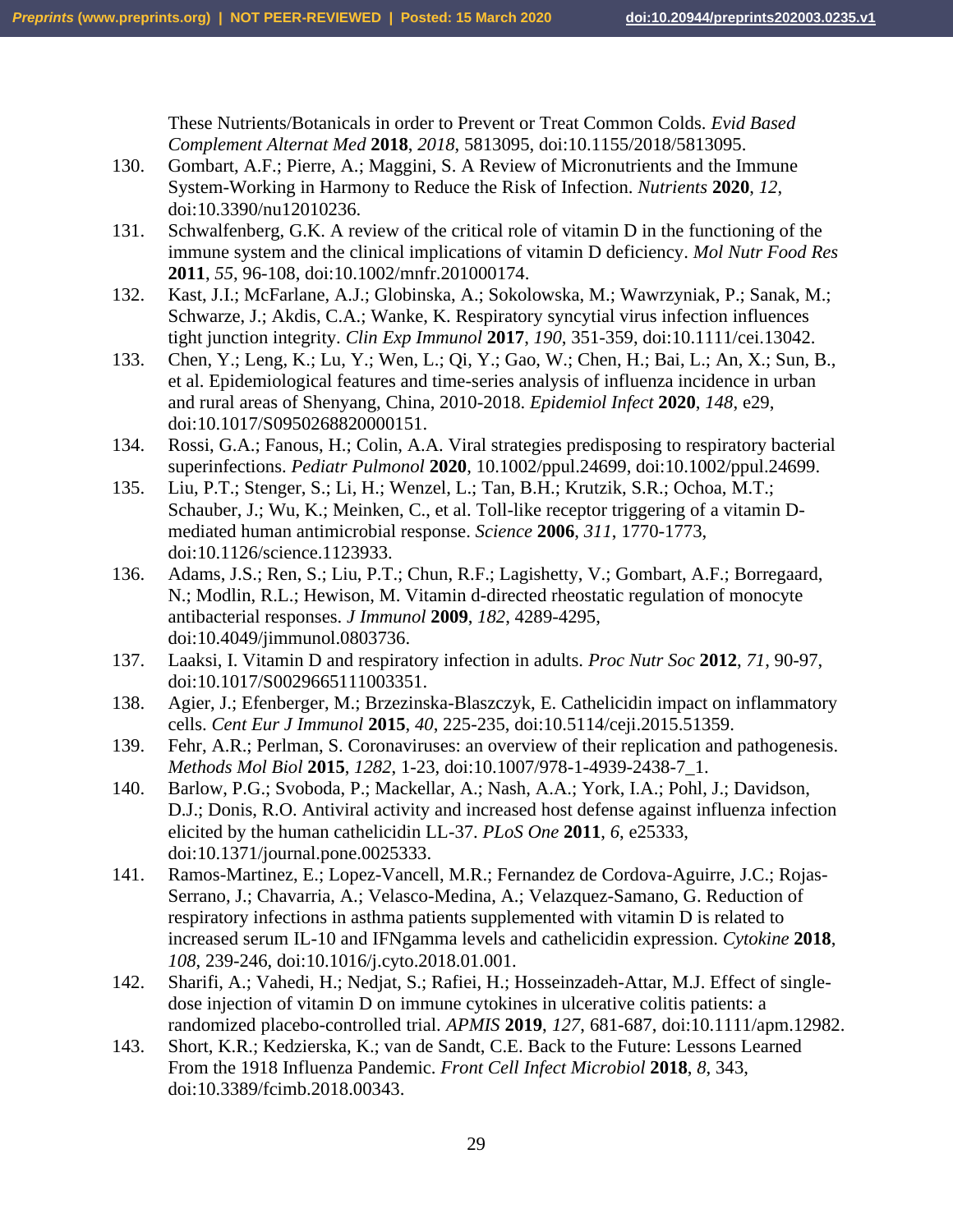These Nutrients/Botanicals in order to Prevent or Treat Common Colds. *Evid Based Complement Alternat Med* **2018**, *2018*, 5813095, doi:10.1155/2018/5813095.

130. Gombart, A.F.; Pierre, A.; Maggini, S. A Review of Micronutrients and the Immune System-Working in Harmony to Reduce the Risk of Infection. *Nutrients* **2020**, *12*, doi:10.3390/nu12010236.
131. Schwalfenberg, G.K. A review of the critical role of vitamin D in the functioning of the immune system and the clinical implications of vitamin D deficiency. *Mol Nutr Food Res* **2011**, *55*, 96-108, doi:10.1002/mnfr.201000174.
132. Kast, J.I.; McFarlane, A.J.; Globinska, A.; Sokolowska, M.; Wawrzyniak, P.; Sanak, M.; Schwarze, J.; Akdis, C.A.; Wanke, K. Respiratory syncytial virus infection influences tight junction integrity. *Clin Exp Immunol* **2017**, *190*, 351-359, doi:10.1111/cei.13042.
133. Chen, Y.; Leng, K.; Lu, Y.; Wen, L.; Qi, Y.; Gao, W.; Chen, H.; Bai, L.; An, X.; Sun, B., et al. Epidemiological features and time-series analysis of influenza incidence in urban and rural areas of Shenyang, China, 2010-2018. *Epidemiol Infect* **2020**, *148*, e29, doi:10.1017/S0950268820000151.
134. Rossi, G.A.; Fanous, H.; Colin, A.A. Viral strategies predisposing to respiratory bacterial superinfections. *Pediatr Pulmonol* **2020**, 10.1002/ppul.24699, doi:10.1002/ppul.24699.
135. Liu, P.T.; Stenger, S.; Li, H.; Wenzel, L.; Tan, B.H.; Krutzik, S.R.; Ochoa, M.T.; Schauber, J.; Wu, K.; Meinken, C., et al. Toll-like receptor triggering of a vitamin D-mediated human antimicrobial response. *Science* **2006**, *311*, 1770-1773, doi:10.1126/science.1123933.
136. Adams, J.S.; Ren, S.; Liu, P.T.; Chun, R.F.; Lagishetty, V.; Gombart, A.F.; Borregaard, N.; Modlin, R.L.; Hewison, M. Vitamin d-directed rheostatic regulation of monocyte antibacterial responses. *J Immunol* **2009**, *182*, 4289-4295, doi:10.4049/jimmunol.0803736.
137. Laaksi, I. Vitamin D and respiratory infection in adults. *Proc Nutr Soc* **2012**, *71*, 90-97, doi:10.1017/S0029665111003351.
138. Agier, J.; Efenberger, M.; Brzezinska-Blaszczyk, E. Cathelicidin impact on inflammatory cells. *Cent Eur J Immunol* **2015**, *40*, 225-235, doi:10.5114/ceji.2015.51359.
139. Fehr, A.R.; Perlman, S. Coronaviruses: an overview of their replication and pathogenesis. *Methods Mol Biol* **2015**, *1282*, 1-23, doi:10.1007/978-1-4939-2438-7_1.
140. Barlow, P.G.; Svoboda, P.; Mackellar, A.; Nash, A.A.; York, I.A.; Pohl, J.; Davidson, D.J.; Donis, R.O. Antiviral activity and increased host defense against influenza infection elicited by the human cathelicidin LL-37. *PLoS One* **2011**, *6*, e25333, doi:10.1371/journal.pone.0025333.
141. Ramos-Martinez, E.; Lopez-Vancell, M.R.; Fernandez de Cordova-Aguirre, J.C.; Rojas-Serrano, J.; Chavarria, A.; Velasco-Medina, A.; Velazquez-Samano, G. Reduction of respiratory infections in asthma patients supplemented with vitamin D is related to increased serum IL-10 and IFNgamma levels and cathelicidin expression. *Cytokine* **2018**, *108*, 239-246, doi:10.1016/j.cyto.2018.01.001.
142. Sharifi, A.; Vahedi, H.; Nedjat, S.; Rafiei, H.; Hosseinzadeh-Attar, M.J. Effect of single-dose injection of vitamin D on immune cytokines in ulcerative colitis patients: a randomized placebo-controlled trial. *APMIS* **2019**, *127*, 681-687, doi:10.1111/apm.12982.
143. Short, K.R.; Kedzierska, K.; van de Sandt, C.E. Back to the Future: Lessons Learned From the 1918 Influenza Pandemic. *Front Cell Infect Microbiol* **2018**, *8*, 343, doi:10.3389/fcimb.2018.00343.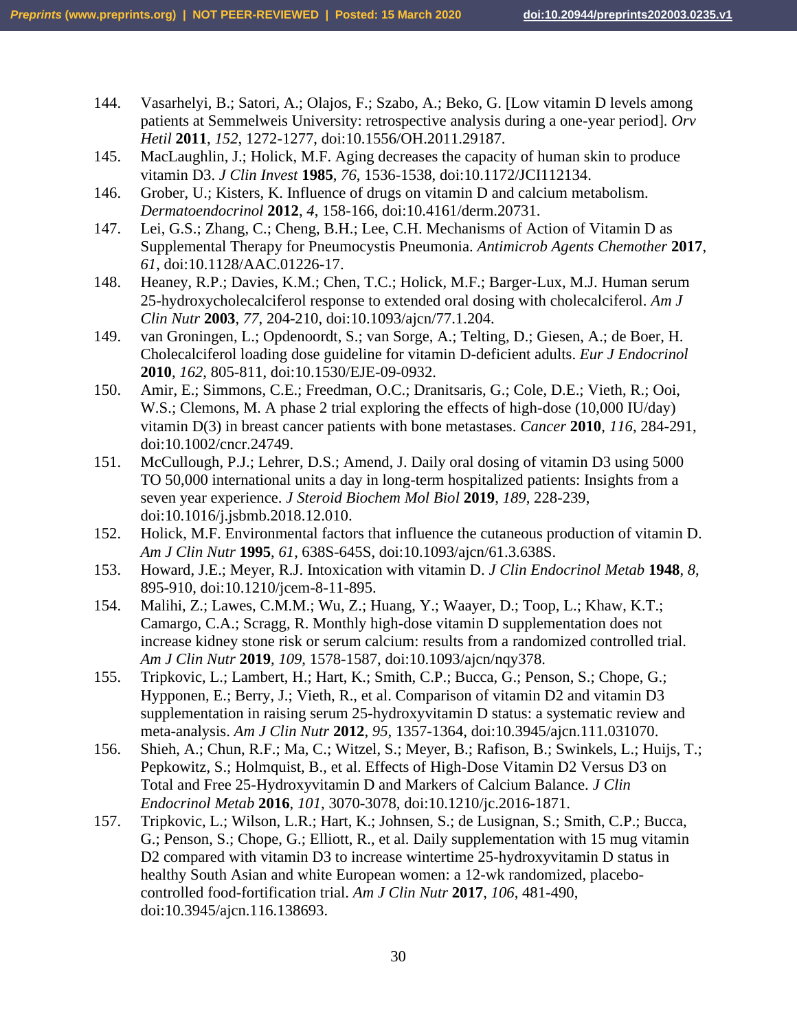144. Vasarhelyi, B.; Satori, A.; Olajos, F.; Szabo, A.; Beko, G. [Low vitamin D levels among patients at Semmelweis University: retrospective analysis during a one-year period]. *Orv Hetil* **2011**, *152*, 1272-1277, doi:10.1556/OH.2011.29187.
145. MacLaughlin, J.; Holick, M.F. Aging decreases the capacity of human skin to produce vitamin D3. *J Clin Invest* **1985**, *76*, 1536-1538, doi:10.1172/JCI112134.
146. Grober, U.; Kisters, K. Influence of drugs on vitamin D and calcium metabolism. *Dermatoendocrinol* **2012**, *4*, 158-166, doi:10.4161/derm.20731.
147. Lei, G.S.; Zhang, C.; Cheng, B.H.; Lee, C.H. Mechanisms of Action of Vitamin D as Supplemental Therapy for Pneumocystis Pneumonia. *Antimicrob Agents Chemother* **2017**, *61*, doi:10.1128/AAC.01226-17.
148. Heaney, R.P.; Davies, K.M.; Chen, T.C.; Holick, M.F.; Barger-Lux, M.J. Human serum 25-hydroxycholecalciferol response to extended oral dosing with cholecalciferol. *Am J Clin Nutr* **2003**, *77*, 204-210, doi:10.1093/ajcn/77.1.204.
149. van Groningen, L.; Opdenoordt, S.; van Sorge, A.; Telting, D.; Giesen, A.; de Boer, H. Cholecalciferol loading dose guideline for vitamin D-deficient adults. *Eur J Endocrinol* **2010**, *162*, 805-811, doi:10.1530/EJE-09-0932.
150. Amir, E.; Simmons, C.E.; Freedman, O.C.; Dranitsaris, G.; Cole, D.E.; Vieth, R.; Ooi, W.S.; Clemons, M. A phase 2 trial exploring the effects of high-dose (10,000 IU/day) vitamin D(3) in breast cancer patients with bone metastases. *Cancer* **2010**, *116*, 284-291, doi:10.1002/cncr.24749.
151. McCullough, P.J.; Lehrer, D.S.; Amend, J. Daily oral dosing of vitamin D3 using 5000 TO 50,000 international units a day in long-term hospitalized patients: Insights from a seven year experience. *J Steroid Biochem Mol Biol* **2019**, *189*, 228-239, doi:10.1016/j.jsbmb.2018.12.010.
152. Holick, M.F. Environmental factors that influence the cutaneous production of vitamin D. *Am J Clin Nutr* **1995**, *61*, 638S-645S, doi:10.1093/ajcn/61.3.638S.
153. Howard, J.E.; Meyer, R.J. Intoxication with vitamin D. *J Clin Endocrinol Metab* **1948**, *8*, 895-910, doi:10.1210/jcem-8-11-895.
154. Malihi, Z.; Lawes, C.M.M.; Wu, Z.; Huang, Y.; Waayer, D.; Toop, L.; Khaw, K.T.; Camargo, C.A.; Scragg, R. Monthly high-dose vitamin D supplementation does not increase kidney stone risk or serum calcium: results from a randomized controlled trial. *Am J Clin Nutr* **2019**, *109*, 1578-1587, doi:10.1093/ajcn/nqy378.
155. Tripkovic, L.; Lambert, H.; Hart, K.; Smith, C.P.; Bucca, G.; Penson, S.; Chope, G.; Hypponen, E.; Berry, J.; Vieth, R., et al. Comparison of vitamin D2 and vitamin D3 supplementation in raising serum 25-hydroxyvitamin D status: a systematic review and meta-analysis. *Am J Clin Nutr* **2012**, *95*, 1357-1364, doi:10.3945/ajcn.111.031070.
156. Shieh, A.; Chun, R.F.; Ma, C.; Witzel, S.; Meyer, B.; Rafison, B.; Swinkels, L.; Huijs, T.; Pepkowitz, S.; Holmquist, B., et al. Effects of High-Dose Vitamin D2 Versus D3 on Total and Free 25-Hydroxyvitamin D and Markers of Calcium Balance. *J Clin Endocrinol Metab* **2016**, *101*, 3070-3078, doi:10.1210/jc.2016-1871.
157. Tripkovic, L.; Wilson, L.R.; Hart, K.; Johnsen, S.; de Lusignan, S.; Smith, C.P.; Bucca, G.; Penson, S.; Chope, G.; Elliott, R., et al. Daily supplementation with 15 mug vitamin D2 compared with vitamin D3 to increase wintertime 25-hydroxyvitamin D status in healthy South Asian and white European women: a 12-wk randomized, placebo-controlled food-fortification trial. *Am J Clin Nutr* **2017**, *106*, 481-490, doi:10.3945/ajcn.116.138693.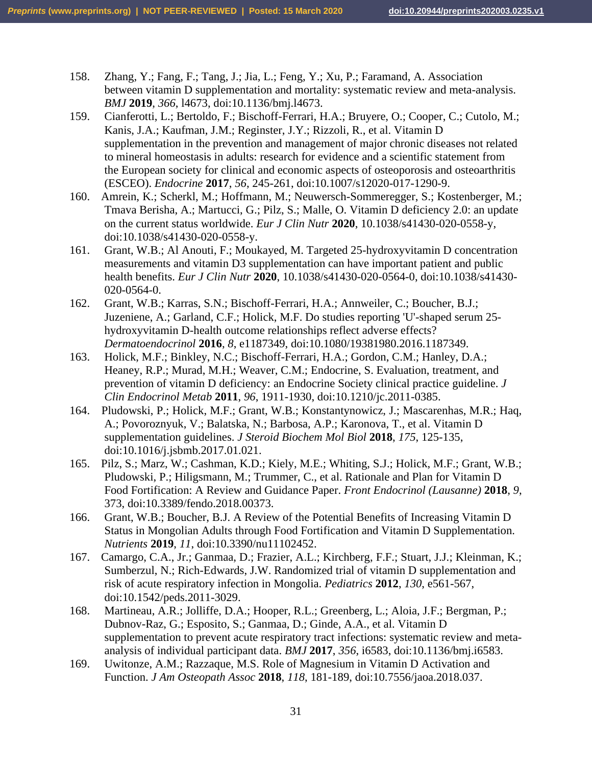158. Zhang, Y.; Fang, F.; Tang, J.; Jia, L.; Feng, Y.; Xu, P.; Faramand, A. Association between vitamin D supplementation and mortality: systematic review and meta-analysis. *BMJ* **2019**, *366*, l4673, doi:10.1136/bmj.l4673.
159. Cianferotti, L.; Bertoldo, F.; Bischoff-Ferrari, H.A.; Bruyere, O.; Cooper, C.; Cutolo, M.; Kanis, J.A.; Kaufman, J.M.; Reginster, J.Y.; Rizzoli, R., et al. Vitamin D supplementation in the prevention and management of major chronic diseases not related to mineral homeostasis in adults: research for evidence and a scientific statement from the European society for clinical and economic aspects of osteoporosis and osteoarthritis (ESCEO). *Endocrine* **2017**, *56*, 245-261, doi:10.1007/s12020-017-1290-9.
160. Amrein, K.; Scherkl, M.; Hoffmann, M.; Neuwersch-Sommeregger, S.; Kostenberger, M.; Tmava Berisha, A.; Martucci, G.; Pilz, S.; Malle, O. Vitamin D deficiency 2.0: an update on the current status worldwide. *Eur J Clin Nutr* **2020**, 10.1038/s41430-020-0558-y, doi:10.1038/s41430-020-0558-y.
161. Grant, W.B.; Al Anouti, F.; Moukayed, M. Targeted 25-hydroxyvitamin D concentration measurements and vitamin D3 supplementation can have important patient and public health benefits. *Eur J Clin Nutr* **2020**, 10.1038/s41430-020-0564-0, doi:10.1038/s41430-020-0564-0.
162. Grant, W.B.; Karras, S.N.; Bischoff-Ferrari, H.A.; Annweiler, C.; Boucher, B.J.; Juzeniene, A.; Garland, C.F.; Holick, M.F. Do studies reporting 'U'-shaped serum 25-hydroxyvitamin D-health outcome relationships reflect adverse effects? *Dermatoendocrinol* **2016**, *8*, e1187349, doi:10.1080/19381980.2016.1187349.
163. Holick, M.F.; Binkley, N.C.; Bischoff-Ferrari, H.A.; Gordon, C.M.; Hanley, D.A.; Heaney, R.P.; Murad, M.H.; Weaver, C.M.; Endocrine, S. Evaluation, treatment, and prevention of vitamin D deficiency: an Endocrine Society clinical practice guideline. *J Clin Endocrinol Metab* **2011**, *96*, 1911-1930, doi:10.1210/jc.2011-0385.
164. Pludowski, P.; Holick, M.F.; Grant, W.B.; Konstantynowicz, J.; Mascarenhas, M.R.; Haq, A.; Povoroznyuk, V.; Balatska, N.; Barbosa, A.P.; Karonova, T., et al. Vitamin D supplementation guidelines. *J Steroid Biochem Mol Biol* **2018**, *175*, 125-135, doi:10.1016/j.jsbmb.2017.01.021.
165. Pilz, S.; Marz, W.; Cashman, K.D.; Kiely, M.E.; Whiting, S.J.; Holick, M.F.; Grant, W.B.; Pludowski, P.; Hiligsmann, M.; Trummer, C., et al. Rationale and Plan for Vitamin D Food Fortification: A Review and Guidance Paper. *Front Endocrinol (Lausanne)* **2018**, *9*, 373, doi:10.3389/fendo.2018.00373.
166. Grant, W.B.; Boucher, B.J. A Review of the Potential Benefits of Increasing Vitamin D Status in Mongolian Adults through Food Fortification and Vitamin D Supplementation. *Nutrients* **2019**, *11*, doi:10.3390/nu11102452.
167. Camargo, C.A., Jr.; Ganmaa, D.; Frazier, A.L.; Kirchberg, F.F.; Stuart, J.J.; Kleinman, K.; Sumberzul, N.; Rich-Edwards, J.W. Randomized trial of vitamin D supplementation and risk of acute respiratory infection in Mongolia. *Pediatrics* **2012**, *130*, e561-567, doi:10.1542/peds.2011-3029.
168. Martineau, A.R.; Jolliffe, D.A.; Hooper, R.L.; Greenberg, L.; Aloia, J.F.; Bergman, P.; Dubnov-Raz, G.; Esposito, S.; Ganmaa, D.; Ginde, A.A., et al. Vitamin D supplementation to prevent acute respiratory tract infections: systematic review and meta-analysis of individual participant data. *BMJ* **2017**, *356*, i6583, doi:10.1136/bmj.i6583.
169. Uwitonze, A.M.; Razzaque, M.S. Role of Magnesium in Vitamin D Activation and Function. *J Am Osteopath Assoc* **2018**, *118*, 181-189, doi:10.7556/jaoa.2018.037.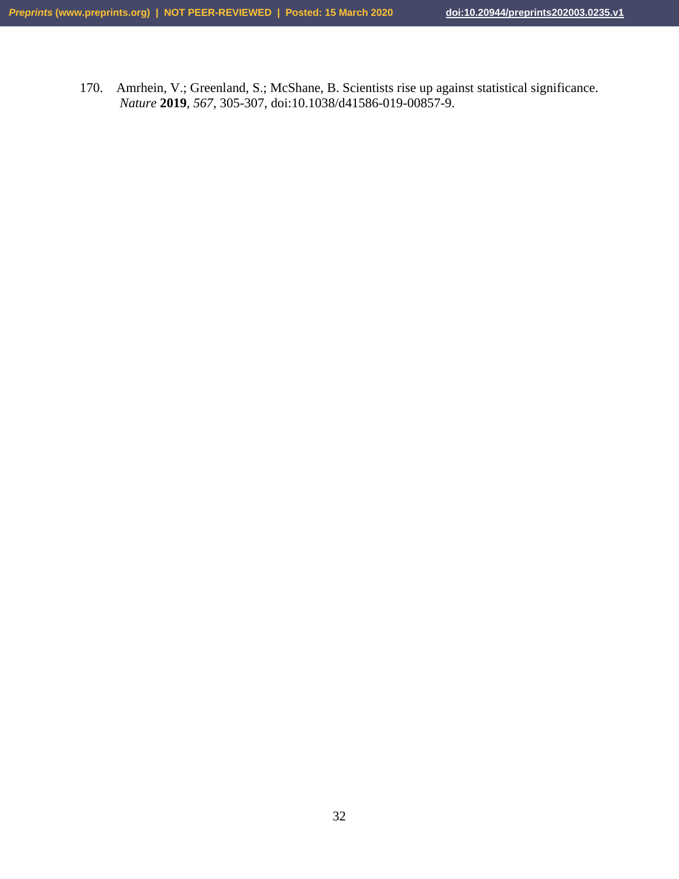170. Amrhein, V.; Greenland, S.; McShane, B. Scientists rise up against statistical significance. *Nature* **2019**, *567*, 305-307, doi:10.1038/d41586-019-00857-9.